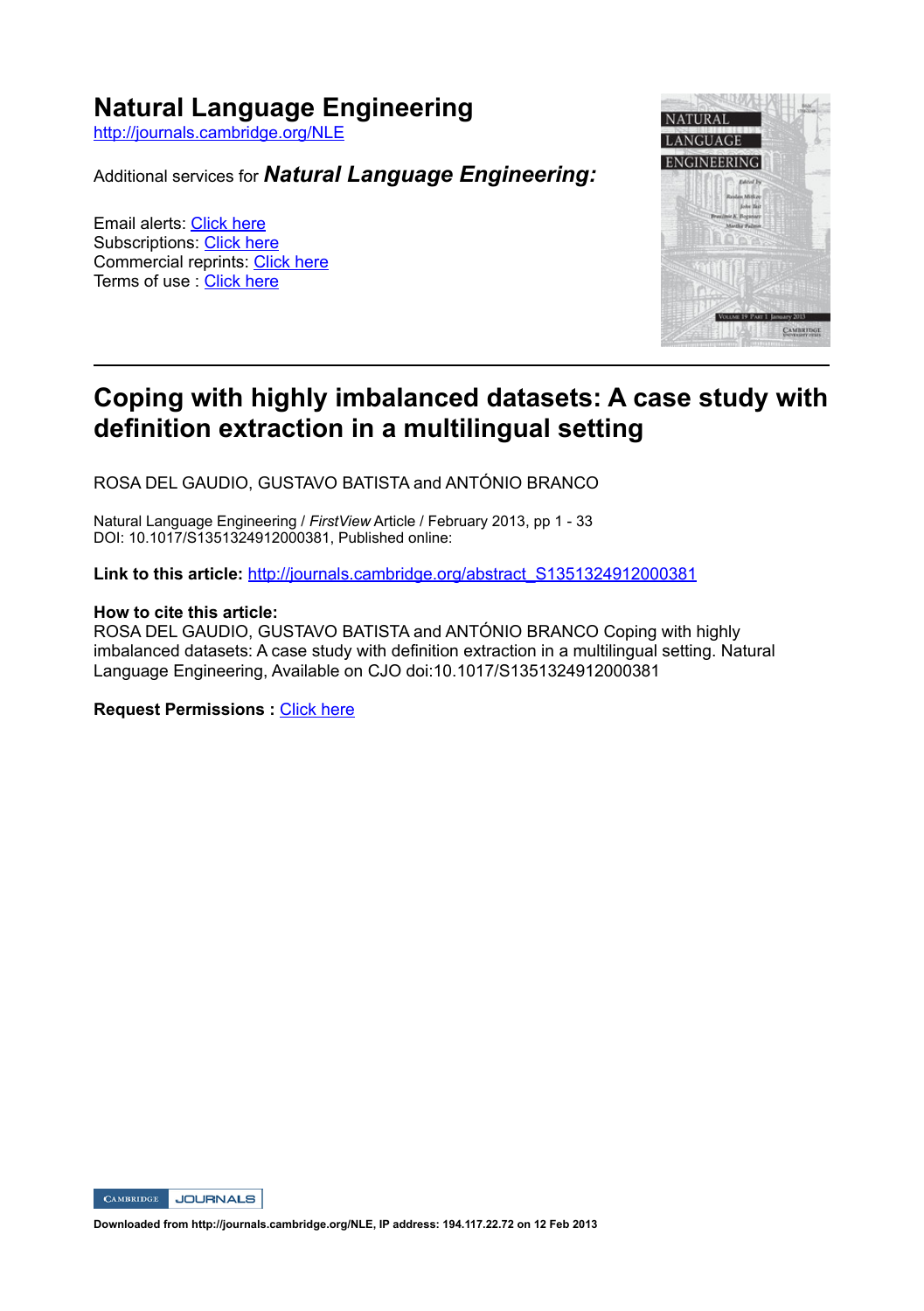# Natural Language Engineering

http://journals.cambridge.org/NLE

Additional services for ***Natural Language Engineering:***

Email alerts: Click here
Subscriptions: Click here
Commercial reprints: Click here
Terms of use : Click here

## Coping with highly imbalanced datasets: A case study with definition extraction in a multilingual setting

ROSA DEL GAUDIO, GUSTAVO BATISTA and ANTÓNIO BRANCO

Natural Language Engineering / *FirstView* Article / February 2013, pp 1 - 33
DOI: 10.1017/S1351324912000381, Published online:

**Link to this article:** http://journals.cambridge.org/abstract_S1351324912000381

**How to cite this article:**
ROSA DEL GAUDIO, GUSTAVO BATISTA and ANTÓNIO BRANCO Coping with highly imbalanced datasets: A case study with definition extraction in a multilingual setting. Natural Language Engineering, Available on CJO doi:10.1017/S1351324912000381

**Request Permissions :** Click here

**Downloaded from http://journals.cambridge.org/NLE, IP address: 194.117.22.72 on 12 Feb 2013**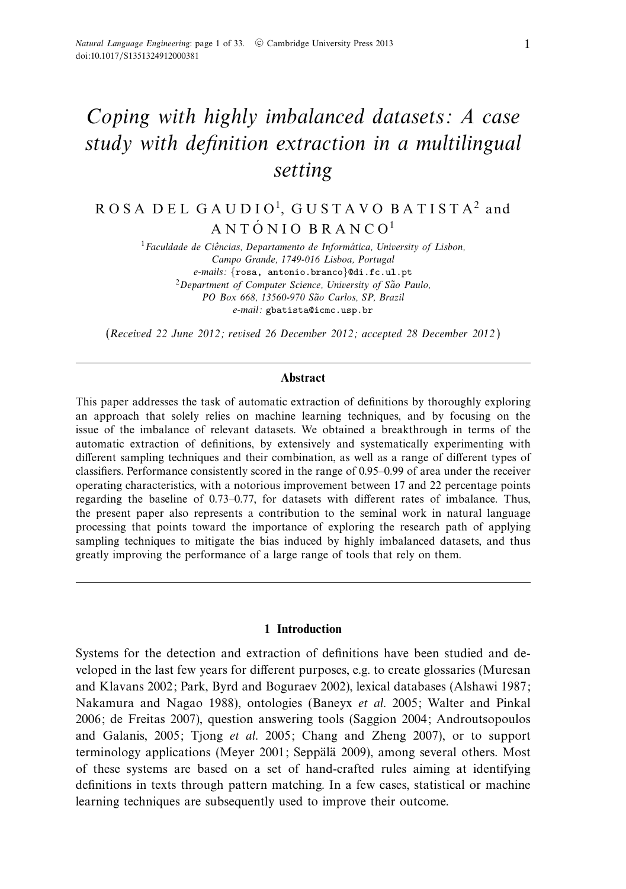# *Coping with highly imbalanced datasets: A case study with definition extraction in a multilingual setting*

ROSA DEL GAUDIO[1], GUSTAVO BATISTA[2] and ANTÓNIO BRANCO[1]

[1]*Faculdade de Ciências, Departamento de Informática, University of Lisbon, Campo Grande, 1749-016 Lisboa, Portugal*
*e-mails:* {rosa, antonio.branco}@di.fc.ul.pt

[2]*Department of Computer Science, University of São Paulo, PO Box 668, 13560-970 São Carlos, SP, Brazil*
*e-mail:* gbatista@icmc.usp.br

(*Received 22 June 2012; revised 26 December 2012; accepted 28 December 2012*)

## Abstract

This paper addresses the task of automatic extraction of definitions by thoroughly exploring an approach that solely relies on machine learning techniques, and by focusing on the issue of the imbalance of relevant datasets. We obtained a breakthrough in terms of the automatic extraction of definitions, by extensively and systematically experimenting with different sampling techniques and their combination, as well as a range of different types of classifiers. Performance consistently scored in the range of 0.95–0.99 of area under the receiver operating characteristics, with a notorious improvement between 17 and 22 percentage points regarding the baseline of 0.73–0.77, for datasets with different rates of imbalance. Thus, the present paper also represents a contribution to the seminal work in natural language processing that points toward the importance of exploring the research path of applying sampling techniques to mitigate the bias induced by highly imbalanced datasets, and thus greatly improving the performance of a large range of tools that rely on them.

## 1 Introduction

Systems for the detection and extraction of definitions have been studied and developed in the last few years for different purposes, e.g. to create glossaries (Muresan and Klavans 2002; Park, Byrd and Boguraev 2002), lexical databases (Alshawi 1987; Nakamura and Nagao 1988), ontologies (Baneyx *et al*. 2005; Walter and Pinkal 2006; de Freitas 2007), question answering tools (Saggion 2004; Androutsopoulos and Galanis, 2005; Tjong *et al*. 2005; Chang and Zheng 2007), or to support terminology applications (Meyer 2001; Seppälä 2009), among several others. Most of these systems are based on a set of hand-crafted rules aiming at identifying definitions in texts through pattern matching. In a few cases, statistical or machine learning techniques are subsequently used to improve their outcome.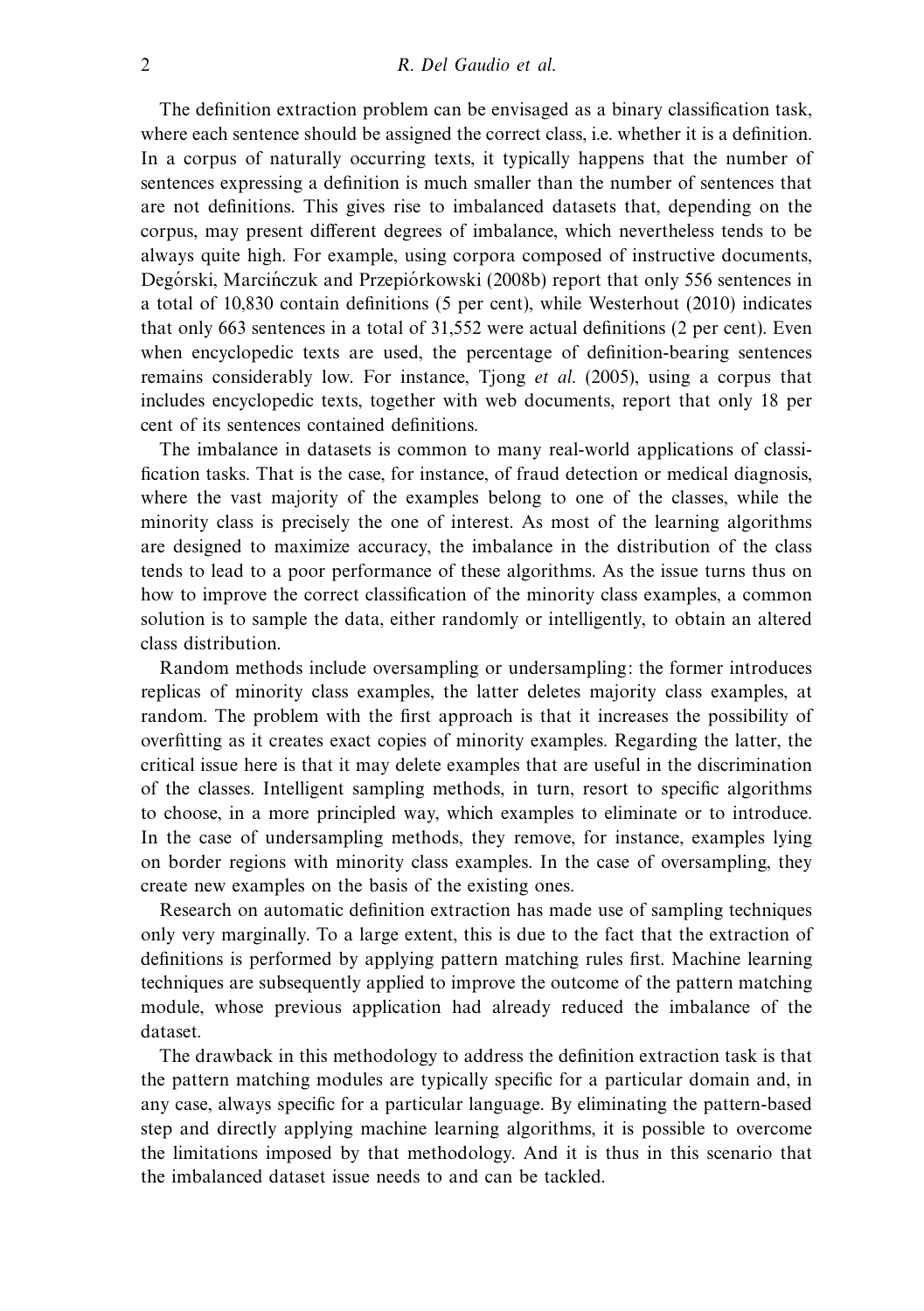The definition extraction problem can be envisaged as a binary classification task, where each sentence should be assigned the correct class, i.e. whether it is a definition. In a corpus of naturally occurring texts, it typically happens that the number of sentences expressing a definition is much smaller than the number of sentences that are not definitions. This gives rise to imbalanced datasets that, depending on the corpus, may present different degrees of imbalance, which nevertheless tends to be always quite high. For example, using corpora composed of instructive documents, Degórski, Marcińczuk and Przepiórkowski (2008b) report that only 556 sentences in a total of 10,830 contain definitions (5 per cent), while Westerhout (2010) indicates that only 663 sentences in a total of 31,552 were actual definitions (2 per cent). Even when encyclopedic texts are used, the percentage of definition-bearing sentences remains considerably low. For instance, Tjong *et al.* (2005), using a corpus that includes encyclopedic texts, together with web documents, report that only 18 per cent of its sentences contained definitions.

The imbalance in datasets is common to many real-world applications of classification tasks. That is the case, for instance, of fraud detection or medical diagnosis, where the vast majority of the examples belong to one of the classes, while the minority class is precisely the one of interest. As most of the learning algorithms are designed to maximize accuracy, the imbalance in the distribution of the class tends to lead to a poor performance of these algorithms. As the issue turns thus on how to improve the correct classification of the minority class examples, a common solution is to sample the data, either randomly or intelligently, to obtain an altered class distribution.

Random methods include oversampling or undersampling: the former introduces replicas of minority class examples, the latter deletes majority class examples, at random. The problem with the first approach is that it increases the possibility of overfitting as it creates exact copies of minority examples. Regarding the latter, the critical issue here is that it may delete examples that are useful in the discrimination of the classes. Intelligent sampling methods, in turn, resort to specific algorithms to choose, in a more principled way, which examples to eliminate or to introduce. In the case of undersampling methods, they remove, for instance, examples lying on border regions with minority class examples. In the case of oversampling, they create new examples on the basis of the existing ones.

Research on automatic definition extraction has made use of sampling techniques only very marginally. To a large extent, this is due to the fact that the extraction of definitions is performed by applying pattern matching rules first. Machine learning techniques are subsequently applied to improve the outcome of the pattern matching module, whose previous application had already reduced the imbalance of the dataset.

The drawback in this methodology to address the definition extraction task is that the pattern matching modules are typically specific for a particular domain and, in any case, always specific for a particular language. By eliminating the pattern-based step and directly applying machine learning algorithms, it is possible to overcome the limitations imposed by that methodology. And it is thus in this scenario that the imbalanced dataset issue needs to and can be tackled.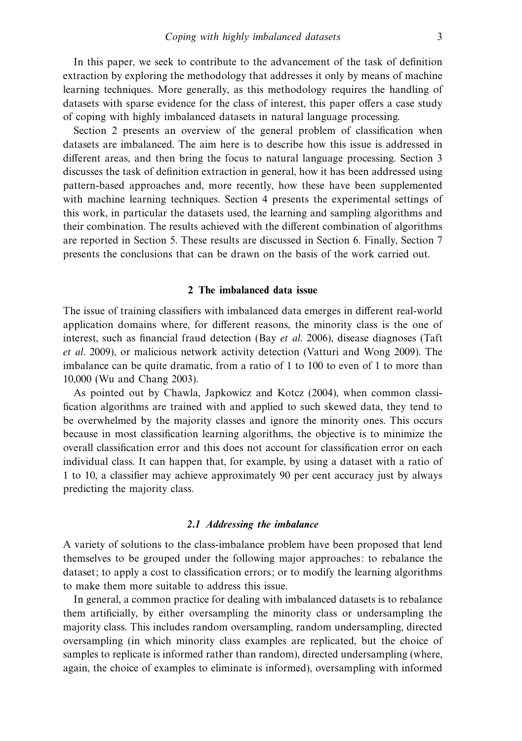In this paper, we seek to contribute to the advancement of the task of definition extraction by exploring the methodology that addresses it only by means of machine learning techniques. More generally, as this methodology requires the handling of datasets with sparse evidence for the class of interest, this paper offers a case study of coping with highly imbalanced datasets in natural language processing.

Section 2 presents an overview of the general problem of classification when datasets are imbalanced. The aim here is to describe how this issue is addressed in different areas, and then bring the focus to natural language processing. Section 3 discusses the task of definition extraction in general, how it has been addressed using pattern-based approaches and, more recently, how these have been supplemented with machine learning techniques. Section 4 presents the experimental settings of this work, in particular the datasets used, the learning and sampling algorithms and their combination. The results achieved with the different combination of algorithms are reported in Section 5. These results are discussed in Section 6. Finally, Section 7 presents the conclusions that can be drawn on the basis of the work carried out.

## 2 The imbalanced data issue

The issue of training classifiers with imbalanced data emerges in different real-world application domains where, for different reasons, the minority class is the one of interest, such as financial fraud detection (Bay *et al.* 2006), disease diagnoses (Taft *et al.* 2009), or malicious network activity detection (Vatturi and Wong 2009). The imbalance can be quite dramatic, from a ratio of 1 to 100 to even of 1 to more than 10,000 (Wu and Chang 2003).

As pointed out by Chawla, Japkowicz and Kotcz (2004), when common classification algorithms are trained with and applied to such skewed data, they tend to be overwhelmed by the majority classes and ignore the minority ones. This occurs because in most classification learning algorithms, the objective is to minimize the overall classification error and this does not account for classification error on each individual class. It can happen that, for example, by using a dataset with a ratio of 1 to 10, a classifier may achieve approximately 90 per cent accuracy just by always predicting the majority class.

### 2.1 Addressing the imbalance

A variety of solutions to the class-imbalance problem have been proposed that lend themselves to be grouped under the following major approaches: to rebalance the dataset; to apply a cost to classification errors; or to modify the learning algorithms to make them more suitable to address this issue.

In general, a common practice for dealing with imbalanced datasets is to rebalance them artificially, by either oversampling the minority class or undersampling the majority class. This includes random oversampling, random undersampling, directed oversampling (in which minority class examples are replicated, but the choice of samples to replicate is informed rather than random), directed undersampling (where, again, the choice of examples to eliminate is informed), oversampling with informed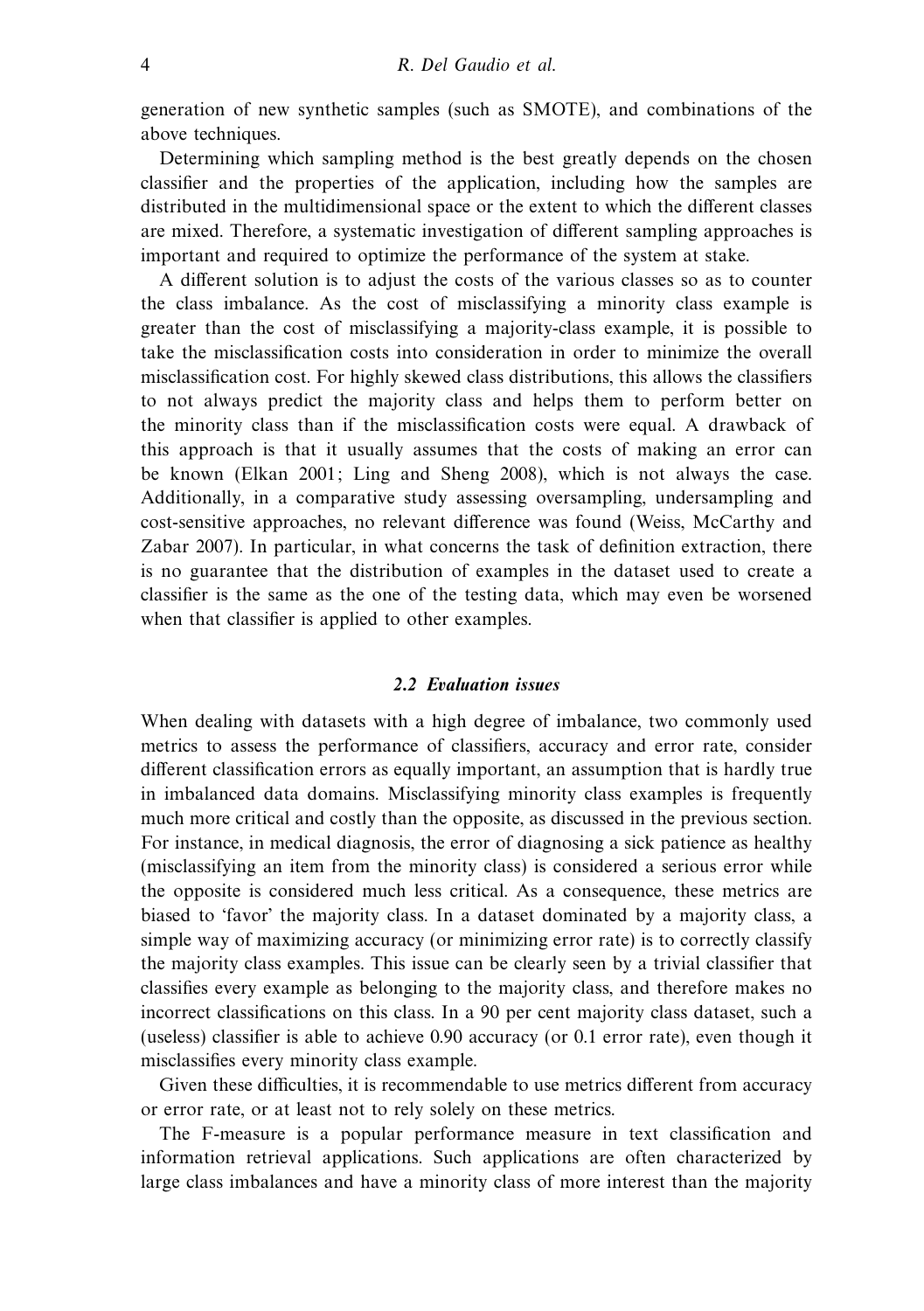generation of new synthetic samples (such as SMOTE), and combinations of the above techniques.

Determining which sampling method is the best greatly depends on the chosen classifier and the properties of the application, including how the samples are distributed in the multidimensional space or the extent to which the different classes are mixed. Therefore, a systematic investigation of different sampling approaches is important and required to optimize the performance of the system at stake.

A different solution is to adjust the costs of the various classes so as to counter the class imbalance. As the cost of misclassifying a minority class example is greater than the cost of misclassifying a majority-class example, it is possible to take the misclassification costs into consideration in order to minimize the overall misclassification cost. For highly skewed class distributions, this allows the classifiers to not always predict the majority class and helps them to perform better on the minority class than if the misclassification costs were equal. A drawback of this approach is that it usually assumes that the costs of making an error can be known (Elkan 2001; Ling and Sheng 2008), which is not always the case. Additionally, in a comparative study assessing oversampling, undersampling and cost-sensitive approaches, no relevant difference was found (Weiss, McCarthy and Zabar 2007). In particular, in what concerns the task of definition extraction, there is no guarantee that the distribution of examples in the dataset used to create a classifier is the same as the one of the testing data, which may even be worsened when that classifier is applied to other examples.

### 2.2 *Evaluation issues*

When dealing with datasets with a high degree of imbalance, two commonly used metrics to assess the performance of classifiers, accuracy and error rate, consider different classification errors as equally important, an assumption that is hardly true in imbalanced data domains. Misclassifying minority class examples is frequently much more critical and costly than the opposite, as discussed in the previous section. For instance, in medical diagnosis, the error of diagnosing a sick patience as healthy (misclassifying an item from the minority class) is considered a serious error while the opposite is considered much less critical. As a consequence, these metrics are biased to 'favor' the majority class. In a dataset dominated by a majority class, a simple way of maximizing accuracy (or minimizing error rate) is to correctly classify the majority class examples. This issue can be clearly seen by a trivial classifier that classifies every example as belonging to the majority class, and therefore makes no incorrect classifications on this class. In a 90 per cent majority class dataset, such a (useless) classifier is able to achieve 0.90 accuracy (or 0.1 error rate), even though it misclassifies every minority class example.

Given these difficulties, it is recommendable to use metrics different from accuracy or error rate, or at least not to rely solely on these metrics.

The F-measure is a popular performance measure in text classification and information retrieval applications. Such applications are often characterized by large class imbalances and have a minority class of more interest than the majority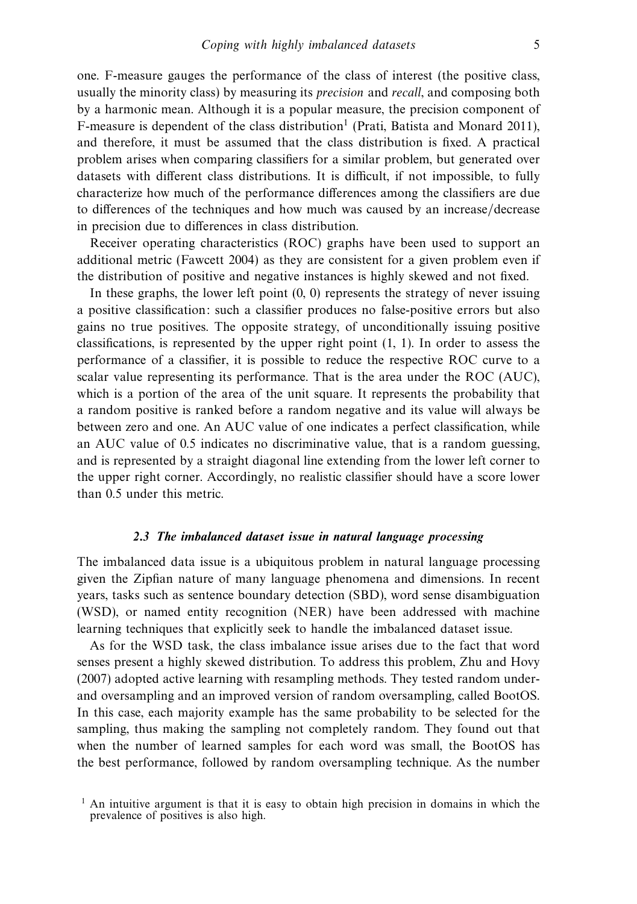one. F-measure gauges the performance of the class of interest (the positive class, usually the minority class) by measuring its *precision* and *recall*, and composing both by a harmonic mean. Although it is a popular measure, the precision component of F-measure is dependent of the class distribution[1] (Prati, Batista and Monard 2011), and therefore, it must be assumed that the class distribution is fixed. A practical problem arises when comparing classifiers for a similar problem, but generated over datasets with different class distributions. It is difficult, if not impossible, to fully characterize how much of the performance differences among the classifiers are due to differences of the techniques and how much was caused by an increase/decrease in precision due to differences in class distribution.

Receiver operating characteristics (ROC) graphs have been used to support an additional metric (Fawcett 2004) as they are consistent for a given problem even if the distribution of positive and negative instances is highly skewed and not fixed.

In these graphs, the lower left point (0, 0) represents the strategy of never issuing a positive classification: such a classifier produces no false-positive errors but also gains no true positives. The opposite strategy, of unconditionally issuing positive classifications, is represented by the upper right point (1, 1). In order to assess the performance of a classifier, it is possible to reduce the respective ROC curve to a scalar value representing its performance. That is the area under the ROC (AUC), which is a portion of the area of the unit square. It represents the probability that a random positive is ranked before a random negative and its value will always be between zero and one. An AUC value of one indicates a perfect classification, while an AUC value of 0.5 indicates no discriminative value, that is a random guessing, and is represented by a straight diagonal line extending from the lower left corner to the upper right corner. Accordingly, no realistic classifier should have a score lower than 0.5 under this metric.

### 2.3 The imbalanced dataset issue in natural language processing

The imbalanced data issue is a ubiquitous problem in natural language processing given the Zipfian nature of many language phenomena and dimensions. In recent years, tasks such as sentence boundary detection (SBD), word sense disambiguation (WSD), or named entity recognition (NER) have been addressed with machine learning techniques that explicitly seek to handle the imbalanced dataset issue.

As for the WSD task, the class imbalance issue arises due to the fact that word senses present a highly skewed distribution. To address this problem, Zhu and Hovy (2007) adopted active learning with resampling methods. They tested random under- and oversampling and an improved version of random oversampling, called BootOS. In this case, each majority example has the same probability to be selected for the sampling, thus making the sampling not completely random. They found out that when the number of learned samples for each word was small, the BootOS has the best performance, followed by random oversampling technique. As the number

[1] An intuitive argument is that it is easy to obtain high precision in domains in which the prevalence of positives is also high.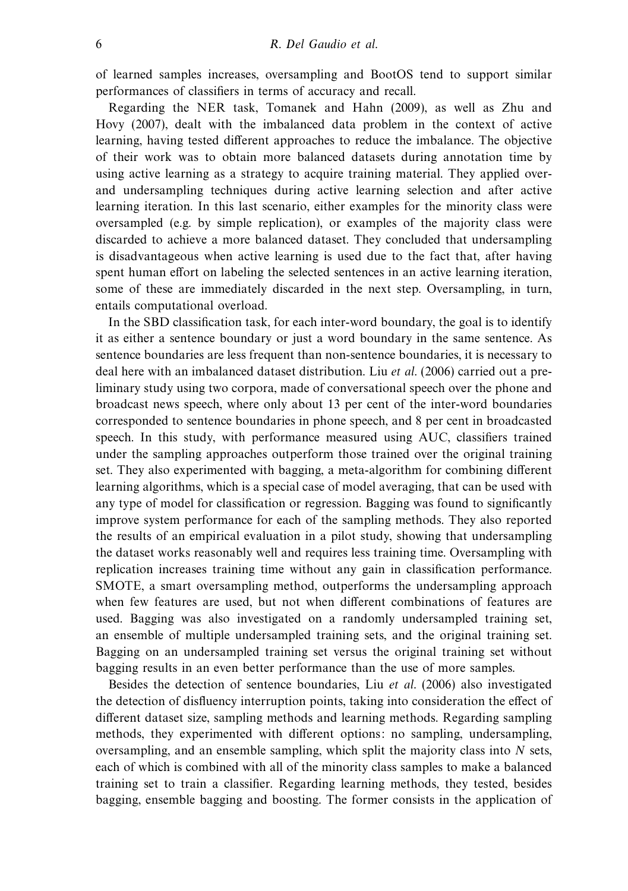of learned samples increases, oversampling and BootOS tend to support similar performances of classifiers in terms of accuracy and recall.

Regarding the NER task, Tomanek and Hahn (2009), as well as Zhu and Hovy (2007), dealt with the imbalanced data problem in the context of active learning, having tested different approaches to reduce the imbalance. The objective of their work was to obtain more balanced datasets during annotation time by using active learning as a strategy to acquire training material. They applied over- and undersampling techniques during active learning selection and after active learning iteration. In this last scenario, either examples for the minority class were oversampled (e.g. by simple replication), or examples of the majority class were discarded to achieve a more balanced dataset. They concluded that undersampling is disadvantageous when active learning is used due to the fact that, after having spent human effort on labeling the selected sentences in an active learning iteration, some of these are immediately discarded in the next step. Oversampling, in turn, entails computational overload.

In the SBD classification task, for each inter-word boundary, the goal is to identify it as either a sentence boundary or just a word boundary in the same sentence. As sentence boundaries are less frequent than non-sentence boundaries, it is necessary to deal here with an imbalanced dataset distribution. Liu *et al.* (2006) carried out a preliminary study using two corpora, made of conversational speech over the phone and broadcast news speech, where only about 13 per cent of the inter-word boundaries corresponded to sentence boundaries in phone speech, and 8 per cent in broadcasted speech. In this study, with performance measured using AUC, classifiers trained under the sampling approaches outperform those trained over the original training set. They also experimented with bagging, a meta-algorithm for combining different learning algorithms, which is a special case of model averaging, that can be used with any type of model for classification or regression. Bagging was found to significantly improve system performance for each of the sampling methods. They also reported the results of an empirical evaluation in a pilot study, showing that undersampling the dataset works reasonably well and requires less training time. Oversampling with replication increases training time without any gain in classification performance. SMOTE, a smart oversampling method, outperforms the undersampling approach when few features are used, but not when different combinations of features are used. Bagging was also investigated on a randomly undersampled training set, an ensemble of multiple undersampled training sets, and the original training set. Bagging on an undersampled training set versus the original training set without bagging results in an even better performance than the use of more samples.

Besides the detection of sentence boundaries, Liu *et al.* (2006) also investigated the detection of disfluency interruption points, taking into consideration the effect of different dataset size, sampling methods and learning methods. Regarding sampling methods, they experimented with different options: no sampling, undersampling, oversampling, and an ensemble sampling, which split the majority class into $N$ sets, each of which is combined with all of the minority class samples to make a balanced training set to train a classifier. Regarding learning methods, they tested, besides bagging, ensemble bagging and boosting. The former consists in the application of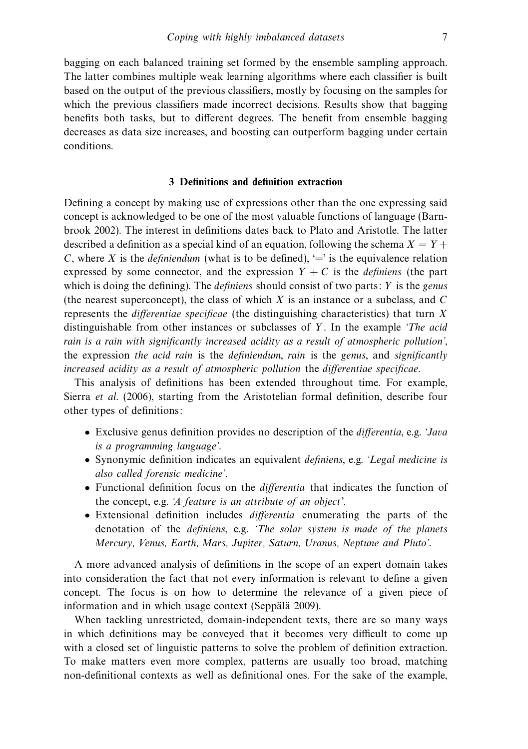bagging on each balanced training set formed by the ensemble sampling approach. The latter combines multiple weak learning algorithms where each classifier is built based on the output of the previous classifiers, mostly by focusing on the samples for which the previous classifiers made incorrect decisions. Results show that bagging benefits both tasks, but to different degrees. The benefit from ensemble bagging decreases as data size increases, and boosting can outperform bagging under certain conditions.

## 3 Definitions and definition extraction

Defining a concept by making use of expressions other than the one expressing said concept is acknowledged to be one of the most valuable functions of language (Barnbrook 2002). The interest in definitions dates back to Plato and Aristotle. The latter described a definition as a special kind of an equation, following the schema $X = Y + C$, where $X$ is the *definiendum* (what is to be defined), '=' is the equivalence relation expressed by some connector, and the expression $Y + C$ is the *definiens* (the part which is doing the defining). The *definiens* should consist of two parts: $Y$ is the *genus* (the nearest superconcept), the class of which $X$ is an instance or a subclass, and $C$ represents the *differentiae specificae* (the distinguishing characteristics) that turn $X$ distinguishable from other instances or subclasses of $Y$. In the example *'The acid rain is a rain with significantly increased acidity as a result of atmospheric pollution'*, the expression *the acid rain* is the *definiendum*, *rain* is the *genus*, and *significantly increased acidity as a result of atmospheric pollution* the *differentiae specificae*.

This analysis of definitions has been extended throughout time. For example, Sierra *et al.* (2006), starting from the Aristotelian formal definition, describe four other types of definitions:

- Exclusive genus definition provides no description of the *differentia*, e.g. *'Java is a programming language'*.
- Synonymic definition indicates an equivalent *definiens*, e.g. *'Legal medicine is also called forensic medicine'*.
- Functional definition focus on the *differentia* that indicates the function of the concept, e.g. *'A feature is an attribute of an object'*.
- Extensional definition includes *differentia* enumerating the parts of the denotation of the *definiens*, e.g. *'The solar system is made of the planets Mercury, Venus, Earth, Mars, Jupiter, Saturn, Uranus, Neptune and Pluto'*.

A more advanced analysis of definitions in the scope of an expert domain takes into consideration the fact that not every information is relevant to define a given concept. The focus is on how to determine the relevance of a given piece of information and in which usage context (Seppälä 2009).

When tackling unrestricted, domain-independent texts, there are so many ways in which definitions may be conveyed that it becomes very difficult to come up with a closed set of linguistic patterns to solve the problem of definition extraction. To make matters even more complex, patterns are usually too broad, matching non-definitional contexts as well as definitional ones. For the sake of the example,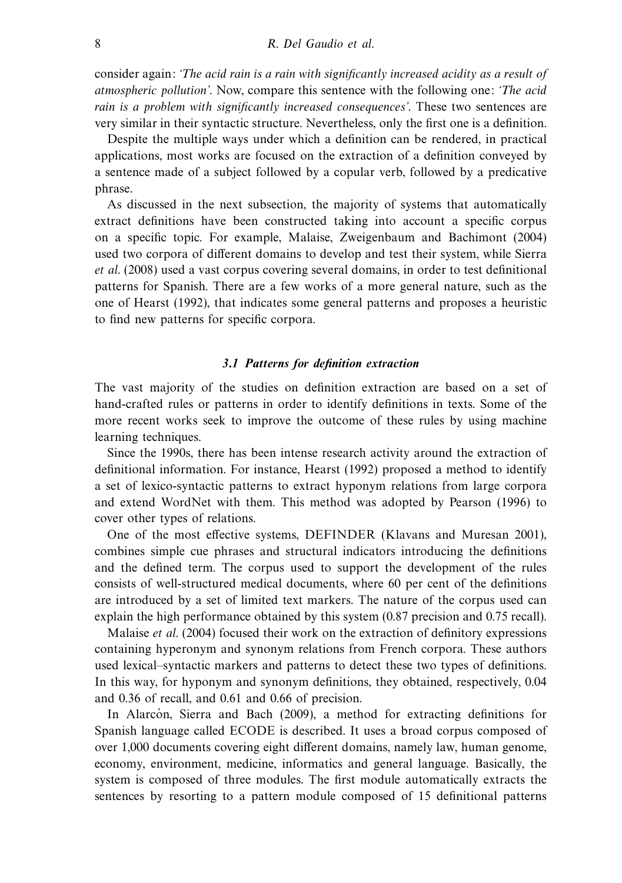consider again: *'The acid rain is a rain with significantly increased acidity as a result of atmospheric pollution'*. Now, compare this sentence with the following one: *'The acid rain is a problem with significantly increased consequences'*. These two sentences are very similar in their syntactic structure. Nevertheless, only the first one is a definition.

Despite the multiple ways under which a definition can be rendered, in practical applications, most works are focused on the extraction of a definition conveyed by a sentence made of a subject followed by a copular verb, followed by a predicative phrase.

As discussed in the next subsection, the majority of systems that automatically extract definitions have been constructed taking into account a specific corpus on a specific topic. For example, Malaise, Zweigenbaum and Bachimont (2004) used two corpora of different domains to develop and test their system, while Sierra *et al.* (2008) used a vast corpus covering several domains, in order to test definitional patterns for Spanish. There are a few works of a more general nature, such as the one of Hearst (1992), that indicates some general patterns and proposes a heuristic to find new patterns for specific corpora.

### *3.1 Patterns for definition extraction*

The vast majority of the studies on definition extraction are based on a set of hand-crafted rules or patterns in order to identify definitions in texts. Some of the more recent works seek to improve the outcome of these rules by using machine learning techniques.

Since the 1990s, there has been intense research activity around the extraction of definitional information. For instance, Hearst (1992) proposed a method to identify a set of lexico-syntactic patterns to extract hyponym relations from large corpora and extend WordNet with them. This method was adopted by Pearson (1996) to cover other types of relations.

One of the most effective systems, DEFINDER (Klavans and Muresan 2001), combines simple cue phrases and structural indicators introducing the definitions and the defined term. The corpus used to support the development of the rules consists of well-structured medical documents, where 60 per cent of the definitions are introduced by a set of limited text markers. The nature of the corpus used can explain the high performance obtained by this system (0.87 precision and 0.75 recall).

Malaise *et al.* (2004) focused their work on the extraction of definitory expressions containing hyperonym and synonym relations from French corpora. These authors used lexical–syntactic markers and patterns to detect these two types of definitions. In this way, for hyponym and synonym definitions, they obtained, respectively, 0.04 and 0.36 of recall, and 0.61 and 0.66 of precision.

In Alarcón, Sierra and Bach (2009), a method for extracting definitions for Spanish language called ECODE is described. It uses a broad corpus composed of over 1,000 documents covering eight different domains, namely law, human genome, economy, environment, medicine, informatics and general language. Basically, the system is composed of three modules. The first module automatically extracts the sentences by resorting to a pattern module composed of 15 definitional patterns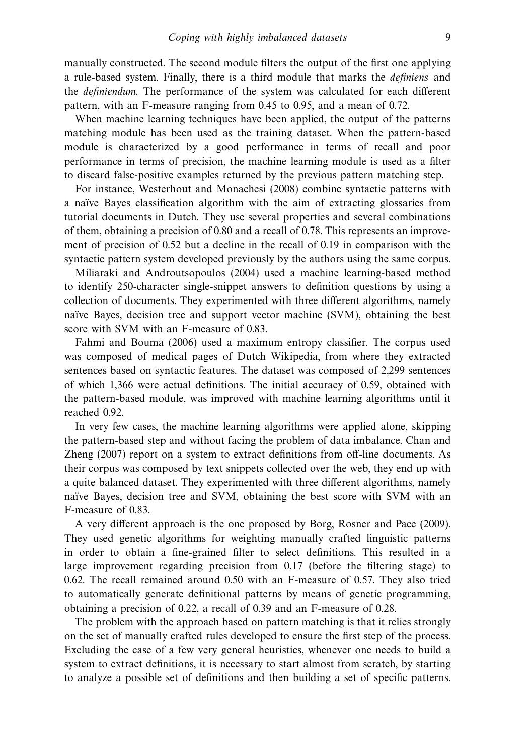manually constructed. The second module filters the output of the first one applying a rule-based system. Finally, there is a third module that marks the *definiens* and the *definiendum*. The performance of the system was calculated for each different pattern, with an F-measure ranging from 0.45 to 0.95, and a mean of 0.72.

When machine learning techniques have been applied, the output of the patterns matching module has been used as the training dataset. When the pattern-based module is characterized by a good performance in terms of recall and poor performance in terms of precision, the machine learning module is used as a filter to discard false-positive examples returned by the previous pattern matching step.

For instance, Westerhout and Monachesi (2008) combine syntactic patterns with a naïve Bayes classification algorithm with the aim of extracting glossaries from tutorial documents in Dutch. They use several properties and several combinations of them, obtaining a precision of 0.80 and a recall of 0.78. This represents an improvement of precision of 0.52 but a decline in the recall of 0.19 in comparison with the syntactic pattern system developed previously by the authors using the same corpus.

Miliaraki and Androutsopoulos (2004) used a machine learning-based method to identify 250-character single-snippet answers to definition questions by using a collection of documents. They experimented with three different algorithms, namely naïve Bayes, decision tree and support vector machine (SVM), obtaining the best score with SVM with an F-measure of 0.83.

Fahmi and Bouma (2006) used a maximum entropy classifier. The corpus used was composed of medical pages of Dutch Wikipedia, from where they extracted sentences based on syntactic features. The dataset was composed of 2,299 sentences of which 1,366 were actual definitions. The initial accuracy of 0.59, obtained with the pattern-based module, was improved with machine learning algorithms until it reached 0.92.

In very few cases, the machine learning algorithms were applied alone, skipping the pattern-based step and without facing the problem of data imbalance. Chan and Zheng (2007) report on a system to extract definitions from off-line documents. As their corpus was composed by text snippets collected over the web, they end up with a quite balanced dataset. They experimented with three different algorithms, namely naïve Bayes, decision tree and SVM, obtaining the best score with SVM with an F-measure of 0.83.

A very different approach is the one proposed by Borg, Rosner and Pace (2009). They used genetic algorithms for weighting manually crafted linguistic patterns in order to obtain a fine-grained filter to select definitions. This resulted in a large improvement regarding precision from 0.17 (before the filtering stage) to 0.62. The recall remained around 0.50 with an F-measure of 0.57. They also tried to automatically generate definitional patterns by means of genetic programming, obtaining a precision of 0.22, a recall of 0.39 and an F-measure of 0.28.

The problem with the approach based on pattern matching is that it relies strongly on the set of manually crafted rules developed to ensure the first step of the process. Excluding the case of a few very general heuristics, whenever one needs to build a system to extract definitions, it is necessary to start almost from scratch, by starting to analyze a possible set of definitions and then building a set of specific patterns.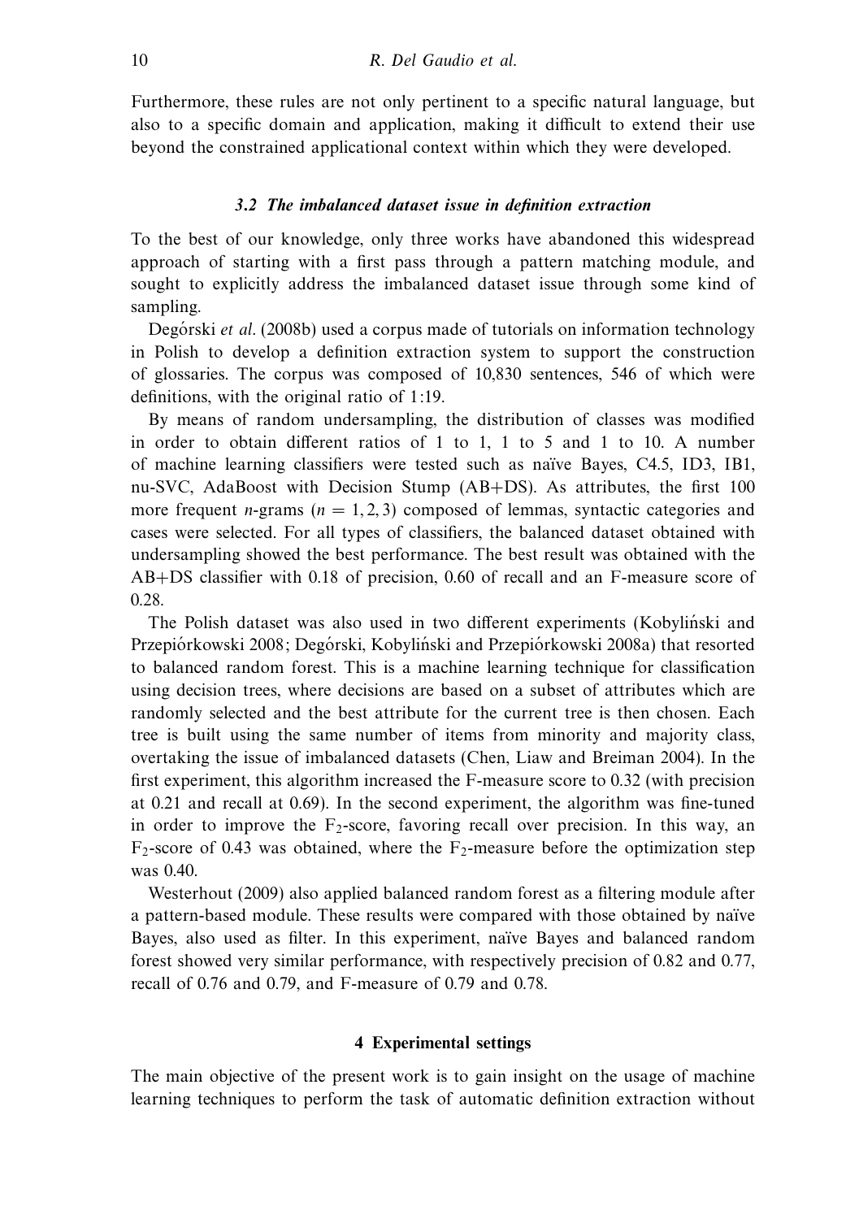Furthermore, these rules are not only pertinent to a specific natural language, but also to a specific domain and application, making it difficult to extend their use beyond the constrained applicational context within which they were developed.

### *3.2 The imbalanced dataset issue in definition extraction*

To the best of our knowledge, only three works have abandoned this widespread approach of starting with a first pass through a pattern matching module, and sought to explicitly address the imbalanced dataset issue through some kind of sampling.

Degórski *et al.* (2008b) used a corpus made of tutorials on information technology in Polish to develop a definition extraction system to support the construction of glossaries. The corpus was composed of 10,830 sentences, 546 of which were definitions, with the original ratio of 1:19.

By means of random undersampling, the distribution of classes was modified in order to obtain different ratios of 1 to 1, 1 to 5 and 1 to 10. A number of machine learning classifiers were tested such as naïve Bayes, C4.5, ID3, IB1, nu-SVC, AdaBoost with Decision Stump (AB+DS). As attributes, the first 100 more frequent $n$-grams ($n = 1, 2, 3$) composed of lemmas, syntactic categories and cases were selected. For all types of classifiers, the balanced dataset obtained with undersampling showed the best performance. The best result was obtained with the AB+DS classifier with 0.18 of precision, 0.60 of recall and an F-measure score of 0.28.

The Polish dataset was also used in two different experiments (Kobyliński and Przepiórkowski 2008; Degórski, Kobyliński and Przepiórkowski 2008a) that resorted to balanced random forest. This is a machine learning technique for classification using decision trees, where decisions are based on a subset of attributes which are randomly selected and the best attribute for the current tree is then chosen. Each tree is built using the same number of items from minority and majority class, overtaking the issue of imbalanced datasets (Chen, Liaw and Breiman 2004). In the first experiment, this algorithm increased the F-measure score to 0.32 (with precision at 0.21 and recall at 0.69). In the second experiment, the algorithm was fine-tuned in order to improve the $F_2$-score, favoring recall over precision. In this way, an $F_2$-score of 0.43 was obtained, where the $F_2$-measure before the optimization step was 0.40.

Westerhout (2009) also applied balanced random forest as a filtering module after a pattern-based module. These results were compared with those obtained by naïve Bayes, also used as filter. In this experiment, naïve Bayes and balanced random forest showed very similar performance, with respectively precision of 0.82 and 0.77, recall of 0.76 and 0.79, and F-measure of 0.79 and 0.78.

## 4 Experimental settings

The main objective of the present work is to gain insight on the usage of machine learning techniques to perform the task of automatic definition extraction without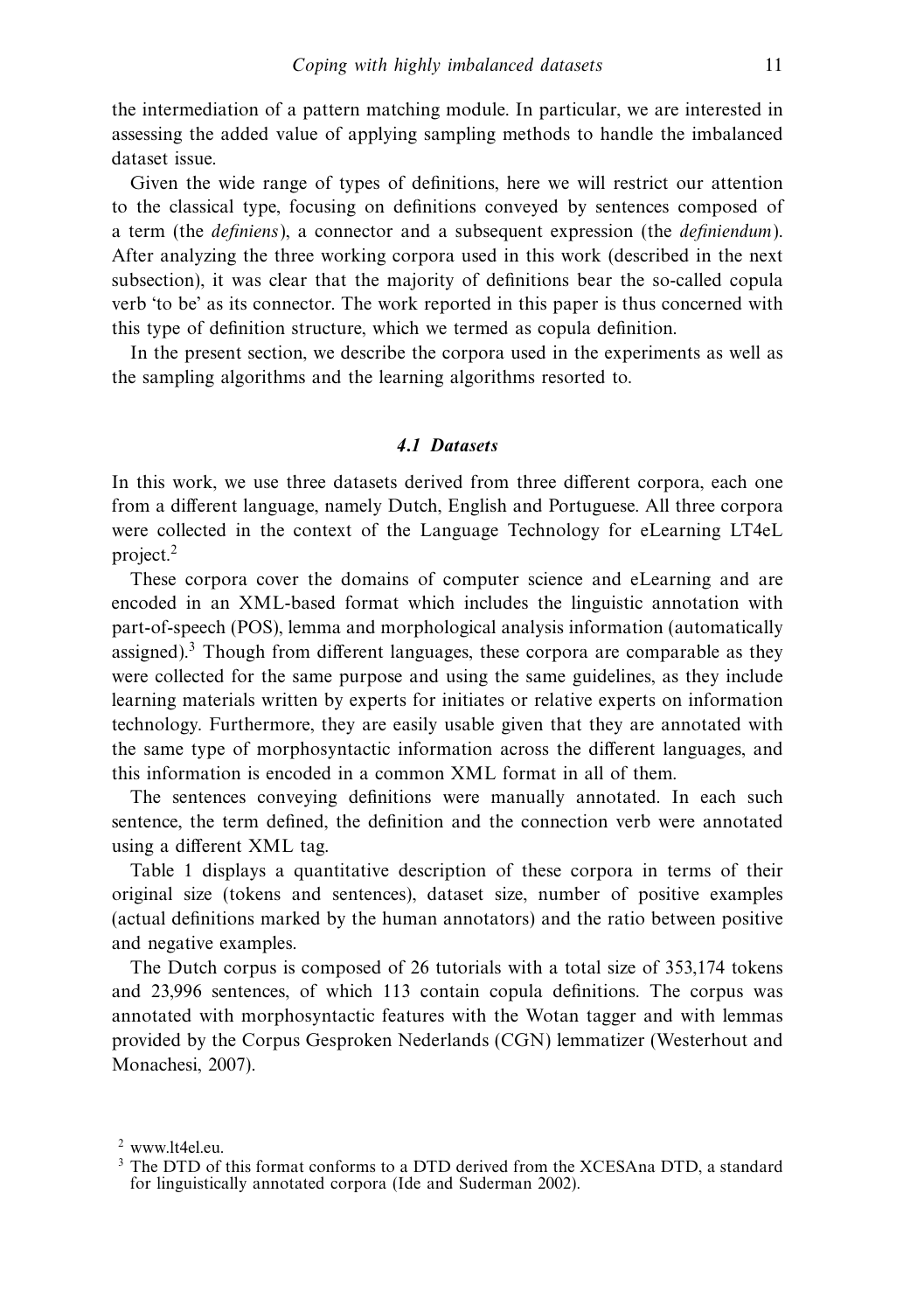the intermediation of a pattern matching module. In particular, we are interested in assessing the added value of applying sampling methods to handle the imbalanced dataset issue.

Given the wide range of types of definitions, here we will restrict our attention to the classical type, focusing on definitions conveyed by sentences composed of a term (the *definiens*), a connector and a subsequent expression (the *definiendum*). After analyzing the three working corpora used in this work (described in the next subsection), it was clear that the majority of definitions bear the so-called copula verb 'to be' as its connector. The work reported in this paper is thus concerned with this type of definition structure, which we termed as copula definition.

In the present section, we describe the corpora used in the experiments as well as the sampling algorithms and the learning algorithms resorted to.

### 4.1 Datasets

In this work, we use three datasets derived from three different corpora, each one from a different language, namely Dutch, English and Portuguese. All three corpora were collected in the context of the Language Technology for eLearning LT4eL project.[2]

These corpora cover the domains of computer science and eLearning and are encoded in an XML-based format which includes the linguistic annotation with part-of-speech (POS), lemma and morphological analysis information (automatically assigned).[3] Though from different languages, these corpora are comparable as they were collected for the same purpose and using the same guidelines, as they include learning materials written by experts for initiates or relative experts on information technology. Furthermore, they are easily usable given that they are annotated with the same type of morphosyntactic information across the different languages, and this information is encoded in a common XML format in all of them.

The sentences conveying definitions were manually annotated. In each such sentence, the term defined, the definition and the connection verb were annotated using a different XML tag.

Table 1 displays a quantitative description of these corpora in terms of their original size (tokens and sentences), dataset size, number of positive examples (actual definitions marked by the human annotators) and the ratio between positive and negative examples.

The Dutch corpus is composed of 26 tutorials with a total size of 353,174 tokens and 23,996 sentences, of which 113 contain copula definitions. The corpus was annotated with morphosyntactic features with the Wotan tagger and with lemmas provided by the Corpus Gesproken Nederlands (CGN) lemmatizer (Westerhout and Monachesi, 2007).

[2] www.lt4el.eu.

[3] The DTD of this format conforms to a DTD derived from the XCESAna DTD, a standard for linguistically annotated corpora (Ide and Suderman 2002).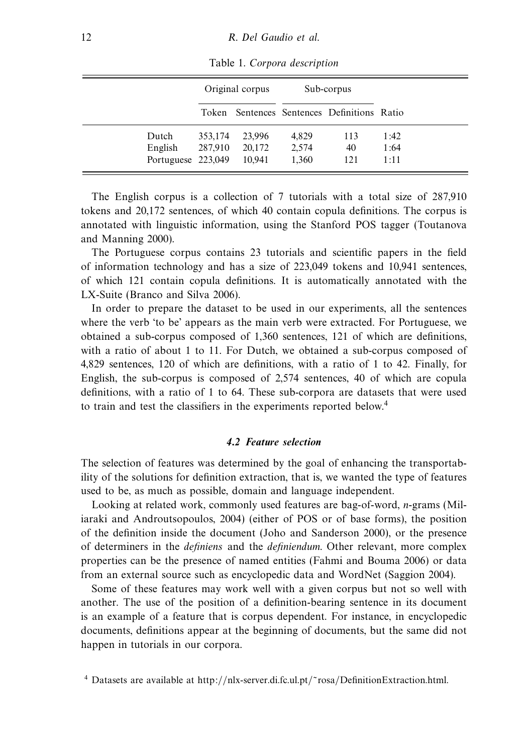Table 1. *Corpora description*

| | Original corpus | | Sub-corpus | | |
|---|---|---|---|---|---|
| | Token | Sentences | Sentences | Definitions | Ratio |
| Dutch | 353,174 | 23,996 | 4,829 | 113 | 1:42 |
| English | 287,910 | 20,172 | 2,574 | 40 | 1:64 |
| Portuguese | 223,049 | 10,941 | 1,360 | 121 | 1:11 |

The English corpus is a collection of 7 tutorials with a total size of 287,910 tokens and 20,172 sentences, of which 40 contain copula definitions. The corpus is annotated with linguistic information, using the Stanford POS tagger (Toutanova and Manning 2000).

The Portuguese corpus contains 23 tutorials and scientific papers in the field of information technology and has a size of 223,049 tokens and 10,941 sentences, of which 121 contain copula definitions. It is automatically annotated with the LX-Suite (Branco and Silva 2006).

In order to prepare the dataset to be used in our experiments, all the sentences where the verb 'to be' appears as the main verb were extracted. For Portuguese, we obtained a sub-corpus composed of 1,360 sentences, 121 of which are definitions, with a ratio of about 1 to 11. For Dutch, we obtained a sub-corpus composed of 4,829 sentences, 120 of which are definitions, with a ratio of 1 to 42. Finally, for English, the sub-corpus is composed of 2,574 sentences, 40 of which are copula definitions, with a ratio of 1 to 64. These sub-corpora are datasets that were used to train and test the classifiers in the experiments reported below.[4]

### 4.2 Feature selection

The selection of features was determined by the goal of enhancing the transportability of the solutions for definition extraction, that is, we wanted the type of features used to be, as much as possible, domain and language independent.

Looking at related work, commonly used features are bag-of-word, *n*-grams (Miliaraki and Androutsopoulos, 2004) (either of POS or of base forms), the position of the definition inside the document (Joho and Sanderson 2000), or the presence of determiners in the *definiens* and the *definiendum.* Other relevant, more complex properties can be the presence of named entities (Fahmi and Bouma 2006) or data from an external source such as encyclopedic data and WordNet (Saggion 2004).

Some of these features may work well with a given corpus but not so well with another. The use of the position of a definition-bearing sentence in its document is an example of a feature that is corpus dependent. For instance, in encyclopedic documents, definitions appear at the beginning of documents, but the same did not happen in tutorials in our corpora.

[4] Datasets are available at http://nlx-server.di.fc.ul.pt/~rosa/DefinitionExtraction.html.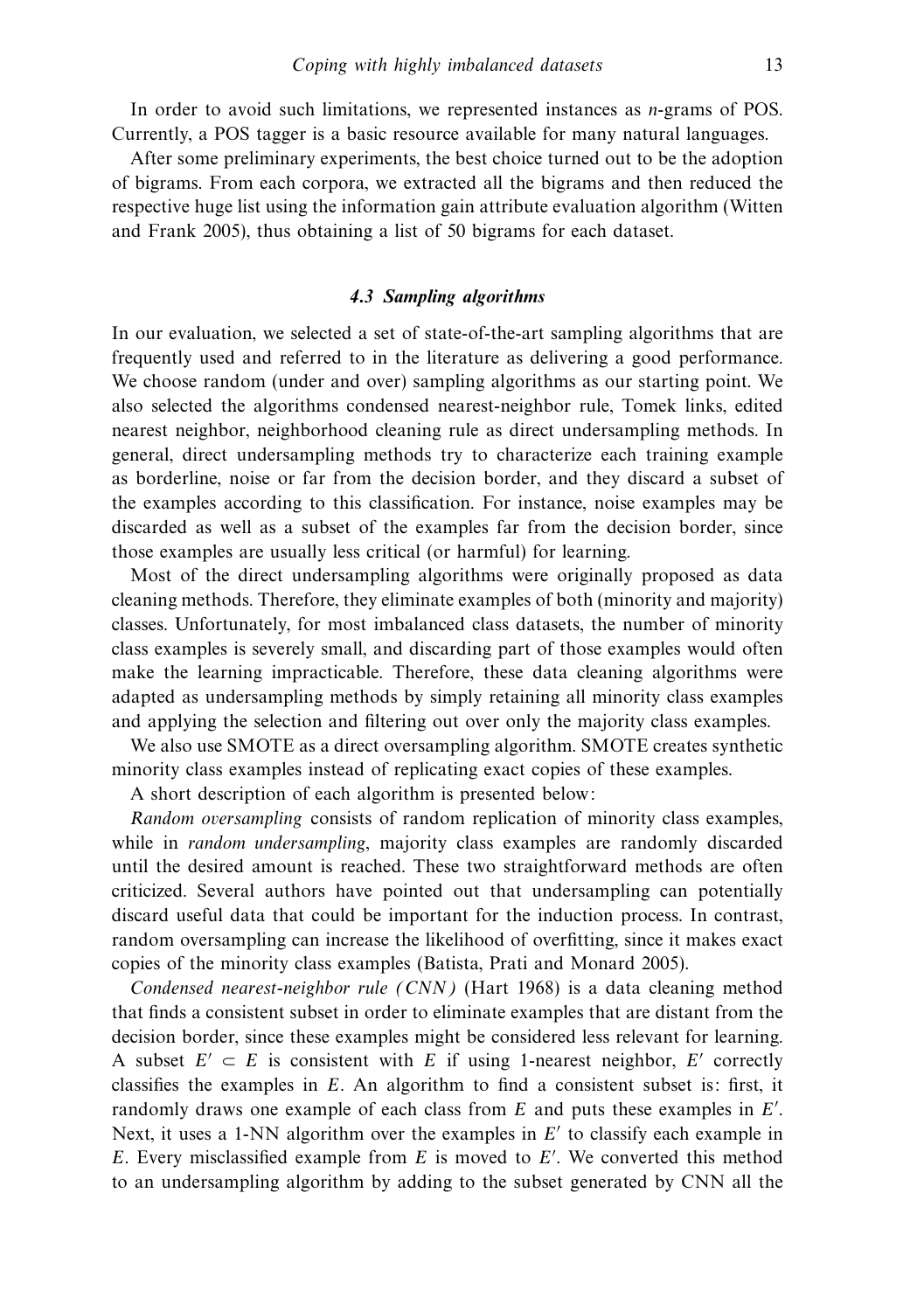In order to avoid such limitations, we represented instances as $n$-grams of POS. Currently, a POS tagger is a basic resource available for many natural languages.

After some preliminary experiments, the best choice turned out to be the adoption of bigrams. From each corpora, we extracted all the bigrams and then reduced the respective huge list using the information gain attribute evaluation algorithm (Witten and Frank 2005), thus obtaining a list of 50 bigrams for each dataset.

### 4.3 Sampling algorithms

In our evaluation, we selected a set of state-of-the-art sampling algorithms that are frequently used and referred to in the literature as delivering a good performance. We choose random (under and over) sampling algorithms as our starting point. We also selected the algorithms condensed nearest-neighbor rule, Tomek links, edited nearest neighbor, neighborhood cleaning rule as direct undersampling methods. In general, direct undersampling methods try to characterize each training example as borderline, noise or far from the decision border, and they discard a subset of the examples according to this classification. For instance, noise examples may be discarded as well as a subset of the examples far from the decision border, since those examples are usually less critical (or harmful) for learning.

Most of the direct undersampling algorithms were originally proposed as data cleaning methods. Therefore, they eliminate examples of both (minority and majority) classes. Unfortunately, for most imbalanced class datasets, the number of minority class examples is severely small, and discarding part of those examples would often make the learning impracticable. Therefore, these data cleaning algorithms were adapted as undersampling methods by simply retaining all minority class examples and applying the selection and filtering out over only the majority class examples.

We also use SMOTE as a direct oversampling algorithm. SMOTE creates synthetic minority class examples instead of replicating exact copies of these examples.

A short description of each algorithm is presented below:

*Random oversampling* consists of random replication of minority class examples, while in *random undersampling*, majority class examples are randomly discarded until the desired amount is reached. These two straightforward methods are often criticized. Several authors have pointed out that undersampling can potentially discard useful data that could be important for the induction process. In contrast, random oversampling can increase the likelihood of overfitting, since it makes exact copies of the minority class examples (Batista, Prati and Monard 2005).

*Condensed nearest-neighbor rule (CNN)* (Hart 1968) is a data cleaning method that finds a consistent subset in order to eliminate examples that are distant from the decision border, since these examples might be considered less relevant for learning. A subset $E' \subset E$ is consistent with $E$ if using 1-nearest neighbor, $E'$ correctly classifies the examples in $E$. An algorithm to find a consistent subset is: first, it randomly draws one example of each class from $E$ and puts these examples in $E'$. Next, it uses a 1-NN algorithm over the examples in $E'$ to classify each example in $E$. Every misclassified example from $E$ is moved to $E'$. We converted this method to an undersampling algorithm by adding to the subset generated by CNN all the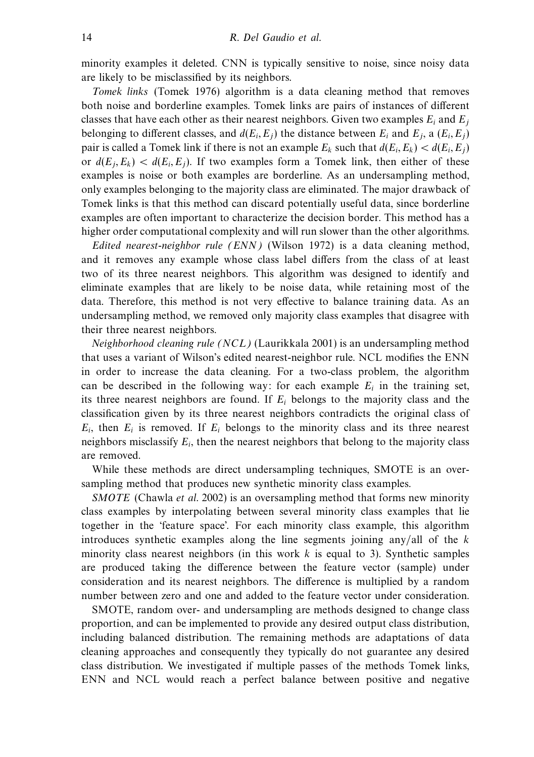minority examples it deleted. CNN is typically sensitive to noise, since noisy data are likely to be misclassified by its neighbors.

*Tomek links* (Tomek 1976) algorithm is a data cleaning method that removes both noise and borderline examples. Tomek links are pairs of instances of different classes that have each other as their nearest neighbors. Given two examples $E_i$ and $E_j$ belonging to different classes, and $d(E_i, E_j)$ the distance between $E_i$ and $E_j$, a $(E_i, E_j)$ pair is called a Tomek link if there is not an example $E_k$ such that $d(E_i, E_k) < d(E_i, E_j)$ or $d(E_j, E_k) < d(E_i, E_j)$. If two examples form a Tomek link, then either of these examples is noise or both examples are borderline. As an undersampling method, only examples belonging to the majority class are eliminated. The major drawback of Tomek links is that this method can discard potentially useful data, since borderline examples are often important to characterize the decision border. This method has a higher order computational complexity and will run slower than the other algorithms.

*Edited nearest-neighbor rule (ENN)* (Wilson 1972) is a data cleaning method, and it removes any example whose class label differs from the class of at least two of its three nearest neighbors. This algorithm was designed to identify and eliminate examples that are likely to be noise data, while retaining most of the data. Therefore, this method is not very effective to balance training data. As an undersampling method, we removed only majority class examples that disagree with their three nearest neighbors.

*Neighborhood cleaning rule (NCL)* (Laurikkala 2001) is an undersampling method that uses a variant of Wilson's edited nearest-neighbor rule. NCL modifies the ENN in order to increase the data cleaning. For a two-class problem, the algorithm can be described in the following way: for each example $E_i$ in the training set, its three nearest neighbors are found. If $E_i$ belongs to the majority class and the classification given by its three nearest neighbors contradicts the original class of $E_i$, then $E_i$ is removed. If $E_i$ belongs to the minority class and its three nearest neighbors misclassify $E_i$, then the nearest neighbors that belong to the majority class are removed.

While these methods are direct undersampling techniques, SMOTE is an oversampling method that produces new synthetic minority class examples.

*SMOTE* (Chawla *et al.* 2002) is an oversampling method that forms new minority class examples by interpolating between several minority class examples that lie together in the 'feature space'. For each minority class example, this algorithm introduces synthetic examples along the line segments joining any/all of the $k$ minority class nearest neighbors (in this work $k$ is equal to 3). Synthetic samples are produced taking the difference between the feature vector (sample) under consideration and its nearest neighbors. The difference is multiplied by a random number between zero and one and added to the feature vector under consideration.

SMOTE, random over- and undersampling are methods designed to change class proportion, and can be implemented to provide any desired output class distribution, including balanced distribution. The remaining methods are adaptations of data cleaning approaches and consequently they typically do not guarantee any desired class distribution. We investigated if multiple passes of the methods Tomek links, ENN and NCL would reach a perfect balance between positive and negative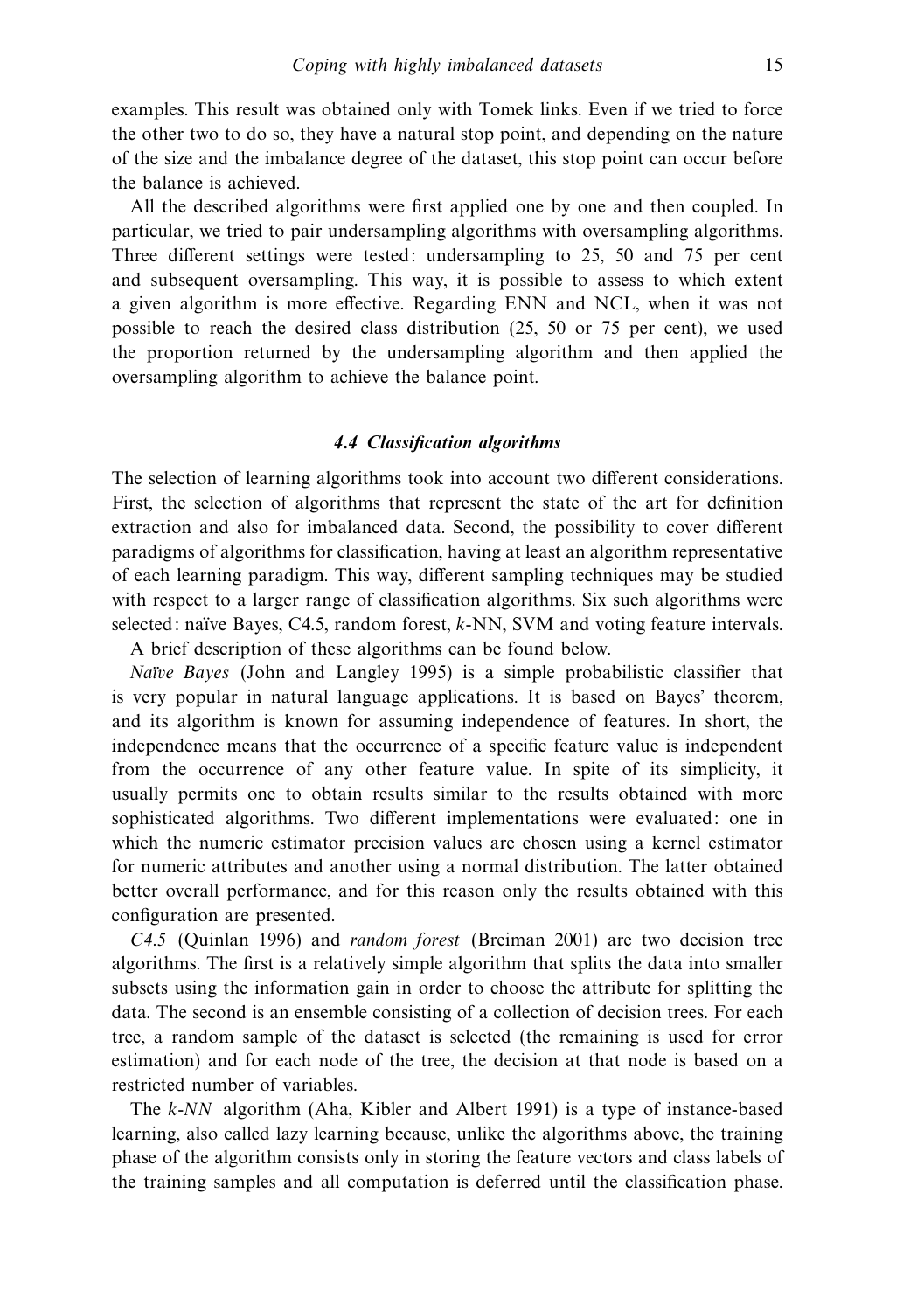examples. This result was obtained only with Tomek links. Even if we tried to force the other two to do so, they have a natural stop point, and depending on the nature of the size and the imbalance degree of the dataset, this stop point can occur before the balance is achieved.

All the described algorithms were first applied one by one and then coupled. In particular, we tried to pair undersampling algorithms with oversampling algorithms. Three different settings were tested: undersampling to 25, 50 and 75 per cent and subsequent oversampling. This way, it is possible to assess to which extent a given algorithm is more effective. Regarding ENN and NCL, when it was not possible to reach the desired class distribution (25, 50 or 75 per cent), we used the proportion returned by the undersampling algorithm and then applied the oversampling algorithm to achieve the balance point.

### *4.4 Classification algorithms*

The selection of learning algorithms took into account two different considerations. First, the selection of algorithms that represent the state of the art for definition extraction and also for imbalanced data. Second, the possibility to cover different paradigms of algorithms for classification, having at least an algorithm representative of each learning paradigm. This way, different sampling techniques may be studied with respect to a larger range of classification algorithms. Six such algorithms were selected: naïve Bayes, C4.5, random forest, *k*-NN, SVM and voting feature intervals.

A brief description of these algorithms can be found below.

*Naïve Bayes* (John and Langley 1995) is a simple probabilistic classifier that is very popular in natural language applications. It is based on Bayes' theorem, and its algorithm is known for assuming independence of features. In short, the independence means that the occurrence of a specific feature value is independent from the occurrence of any other feature value. In spite of its simplicity, it usually permits one to obtain results similar to the results obtained with more sophisticated algorithms. Two different implementations were evaluated: one in which the numeric estimator precision values are chosen using a kernel estimator for numeric attributes and another using a normal distribution. The latter obtained better overall performance, and for this reason only the results obtained with this configuration are presented.

*C4.5* (Quinlan 1996) and *random forest* (Breiman 2001) are two decision tree algorithms. The first is a relatively simple algorithm that splits the data into smaller subsets using the information gain in order to choose the attribute for splitting the data. The second is an ensemble consisting of a collection of decision trees. For each tree, a random sample of the dataset is selected (the remaining is used for error estimation) and for each node of the tree, the decision at that node is based on a restricted number of variables.

The *k-NN* algorithm (Aha, Kibler and Albert 1991) is a type of instance-based learning, also called lazy learning because, unlike the algorithms above, the training phase of the algorithm consists only in storing the feature vectors and class labels of the training samples and all computation is deferred until the classification phase.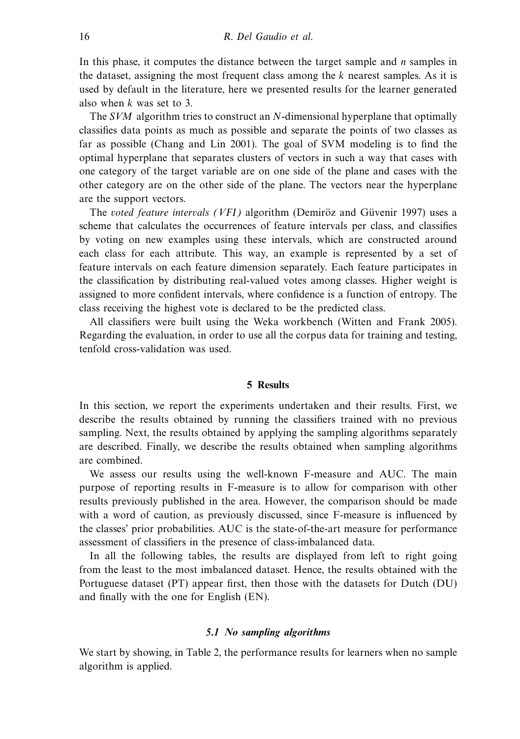In this phase, it computes the distance between the target sample and $n$ samples in the dataset, assigning the most frequent class among the $k$ nearest samples. As it is used by default in the literature, here we presented results for the learner generated also when $k$ was set to 3.

The *SVM* algorithm tries to construct an $N$-dimensional hyperplane that optimally classifies data points as much as possible and separate the points of two classes as far as possible (Chang and Lin 2001). The goal of SVM modeling is to find the optimal hyperplane that separates clusters of vectors in such a way that cases with one category of the target variable are on one side of the plane and cases with the other category are on the other side of the plane. The vectors near the hyperplane are the support vectors.

The *voted feature intervals (VFI)* algorithm (Demiröz and Güvenir 1997) uses a scheme that calculates the occurrences of feature intervals per class, and classifies by voting on new examples using these intervals, which are constructed around each class for each attribute. This way, an example is represented by a set of feature intervals on each feature dimension separately. Each feature participates in the classification by distributing real-valued votes among classes. Higher weight is assigned to more confident intervals, where confidence is a function of entropy. The class receiving the highest vote is declared to be the predicted class.

All classifiers were built using the Weka workbench (Witten and Frank 2005). Regarding the evaluation, in order to use all the corpus data for training and testing, tenfold cross-validation was used.

## 5 Results

In this section, we report the experiments undertaken and their results. First, we describe the results obtained by running the classifiers trained with no previous sampling. Next, the results obtained by applying the sampling algorithms separately are described. Finally, we describe the results obtained when sampling algorithms are combined.

We assess our results using the well-known F-measure and AUC. The main purpose of reporting results in F-measure is to allow for comparison with other results previously published in the area. However, the comparison should be made with a word of caution, as previously discussed, since F-measure is influenced by the classes' prior probabilities. AUC is the state-of-the-art measure for performance assessment of classifiers in the presence of class-imbalanced data.

In all the following tables, the results are displayed from left to right going from the least to the most imbalanced dataset. Hence, the results obtained with the Portuguese dataset (PT) appear first, then those with the datasets for Dutch (DU) and finally with the one for English (EN).

### 5.1 No sampling algorithms

We start by showing, in Table 2, the performance results for learners when no sample algorithm is applied.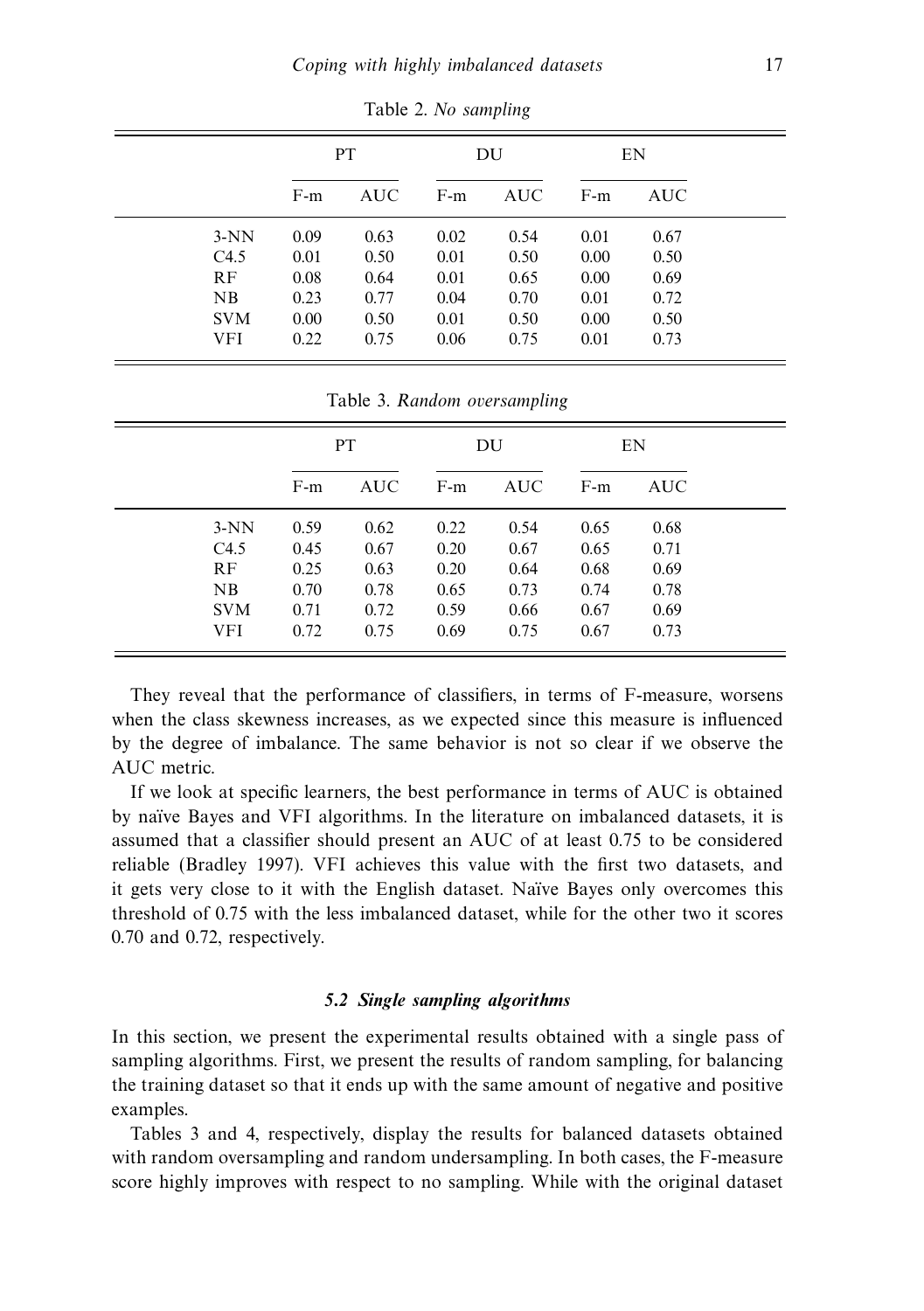Table 2. *No sampling*

| | PT | | DU | | EN | |
|---|---|---|---|---|---|---|
| | F-m | AUC | F-m | AUC | F-m | AUC |
| 3-NN | 0.09 | 0.63 | 0.02 | 0.54 | 0.01 | 0.67 |
| C4.5 | 0.01 | 0.50 | 0.01 | 0.50 | 0.00 | 0.50 |
| RF | 0.08 | 0.64 | 0.01 | 0.65 | 0.00 | 0.69 |
| NB | 0.23 | 0.77 | 0.04 | 0.70 | 0.01 | 0.72 |
| SVM | 0.00 | 0.50 | 0.01 | 0.50 | 0.00 | 0.50 |
| VFI | 0.22 | 0.75 | 0.06 | 0.75 | 0.01 | 0.73 |

Table 3. *Random oversampling*

| | PT | | DU | | EN | |
|---|---|---|---|---|---|---|
| | F-m | AUC | F-m | AUC | F-m | AUC |
| 3-NN | 0.59 | 0.62 | 0.22 | 0.54 | 0.65 | 0.68 |
| C4.5 | 0.45 | 0.67 | 0.20 | 0.67 | 0.65 | 0.71 |
| RF | 0.25 | 0.63 | 0.20 | 0.64 | 0.68 | 0.69 |
| NB | 0.70 | 0.78 | 0.65 | 0.73 | 0.74 | 0.78 |
| SVM | 0.71 | 0.72 | 0.59 | 0.66 | 0.67 | 0.69 |
| VFI | 0.72 | 0.75 | 0.69 | 0.75 | 0.67 | 0.73 |

They reveal that the performance of classifiers, in terms of F-measure, worsens when the class skewness increases, as we expected since this measure is influenced by the degree of imbalance. The same behavior is not so clear if we observe the AUC metric.

If we look at specific learners, the best performance in terms of AUC is obtained by naïve Bayes and VFI algorithms. In the literature on imbalanced datasets, it is assumed that a classifier should present an AUC of at least 0.75 to be considered reliable (Bradley 1997). VFI achieves this value with the first two datasets, and it gets very close to it with the English dataset. Naïve Bayes only overcomes this threshold of 0.75 with the less imbalanced dataset, while for the other two it scores 0.70 and 0.72, respectively.

### *5.2 Single sampling algorithms*

In this section, we present the experimental results obtained with a single pass of sampling algorithms. First, we present the results of random sampling, for balancing the training dataset so that it ends up with the same amount of negative and positive examples.

Tables 3 and 4, respectively, display the results for balanced datasets obtained with random oversampling and random undersampling. In both cases, the F-measure score highly improves with respect to no sampling. While with the original dataset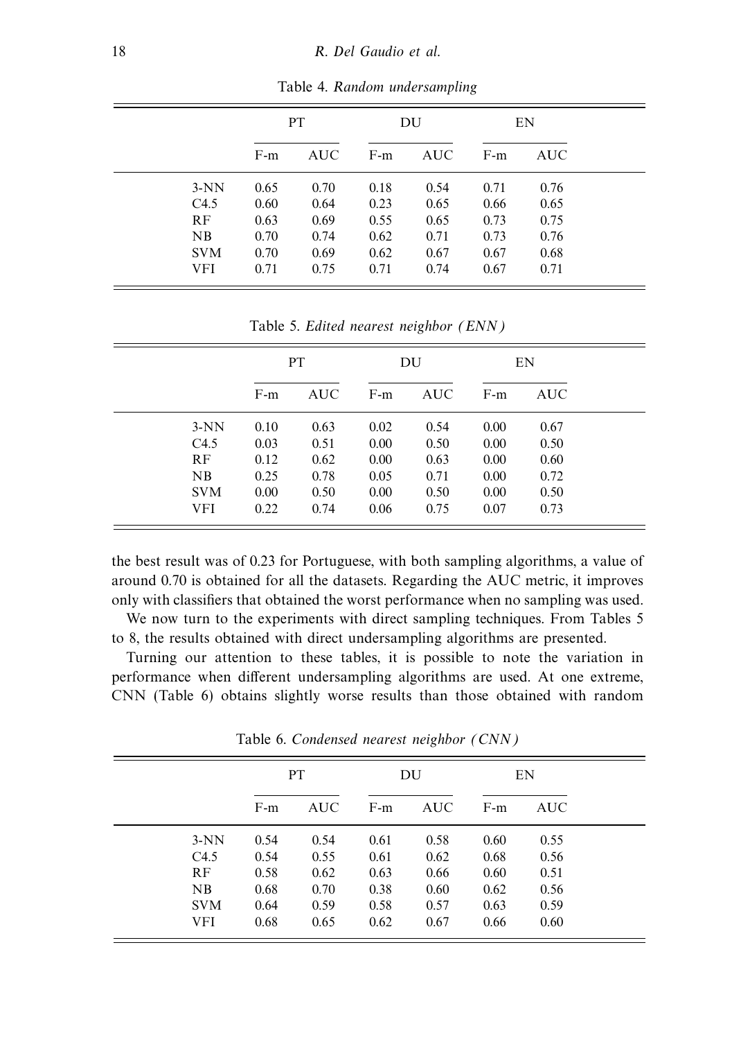Table 4. *Random undersampling*

| | PT | | DU | | EN | |
|---|---|---|---|---|---|---|
| | F-m | AUC | F-m | AUC | F-m | AUC |
| 3-NN | 0.65 | 0.70 | 0.18 | 0.54 | 0.71 | 0.76 |
| C4.5 | 0.60 | 0.64 | 0.23 | 0.65 | 0.66 | 0.65 |
| RF | 0.63 | 0.69 | 0.55 | 0.65 | 0.73 | 0.75 |
| NB | 0.70 | 0.74 | 0.62 | 0.71 | 0.73 | 0.76 |
| SVM | 0.70 | 0.69 | 0.62 | 0.67 | 0.67 | 0.68 |
| VFI | 0.71 | 0.75 | 0.71 | 0.74 | 0.67 | 0.71 |

Table 5. *Edited nearest neighbor (ENN)*

| | PT | | DU | | EN | |
|---|---|---|---|---|---|---|
| | F-m | AUC | F-m | AUC | F-m | AUC |
| 3-NN | 0.10 | 0.63 | 0.02 | 0.54 | 0.00 | 0.67 |
| C4.5 | 0.03 | 0.51 | 0.00 | 0.50 | 0.00 | 0.50 |
| RF | 0.12 | 0.62 | 0.00 | 0.63 | 0.00 | 0.60 |
| NB | 0.25 | 0.78 | 0.05 | 0.71 | 0.00 | 0.72 |
| SVM | 0.00 | 0.50 | 0.00 | 0.50 | 0.00 | 0.50 |
| VFI | 0.22 | 0.74 | 0.06 | 0.75 | 0.07 | 0.73 |

the best result was of 0.23 for Portuguese, with both sampling algorithms, a value of around 0.70 is obtained for all the datasets. Regarding the AUC metric, it improves only with classifiers that obtained the worst performance when no sampling was used.

We now turn to the experiments with direct sampling techniques. From Tables 5 to 8, the results obtained with direct undersampling algorithms are presented.

Turning our attention to these tables, it is possible to note the variation in performance when different undersampling algorithms are used. At one extreme, CNN (Table 6) obtains slightly worse results than those obtained with random

Table 6. *Condensed nearest neighbor (CNN)*

| | PT | | DU | | EN | |
|---|---|---|---|---|---|---|
| | F-m | AUC | F-m | AUC | F-m | AUC |
| 3-NN | 0.54 | 0.54 | 0.61 | 0.58 | 0.60 | 0.55 |
| C4.5 | 0.54 | 0.55 | 0.61 | 0.62 | 0.68 | 0.56 |
| RF | 0.58 | 0.62 | 0.63 | 0.66 | 0.60 | 0.51 |
| NB | 0.68 | 0.70 | 0.38 | 0.60 | 0.62 | 0.56 |
| SVM | 0.64 | 0.59 | 0.58 | 0.57 | 0.63 | 0.59 |
| VFI | 0.68 | 0.65 | 0.62 | 0.67 | 0.66 | 0.60 |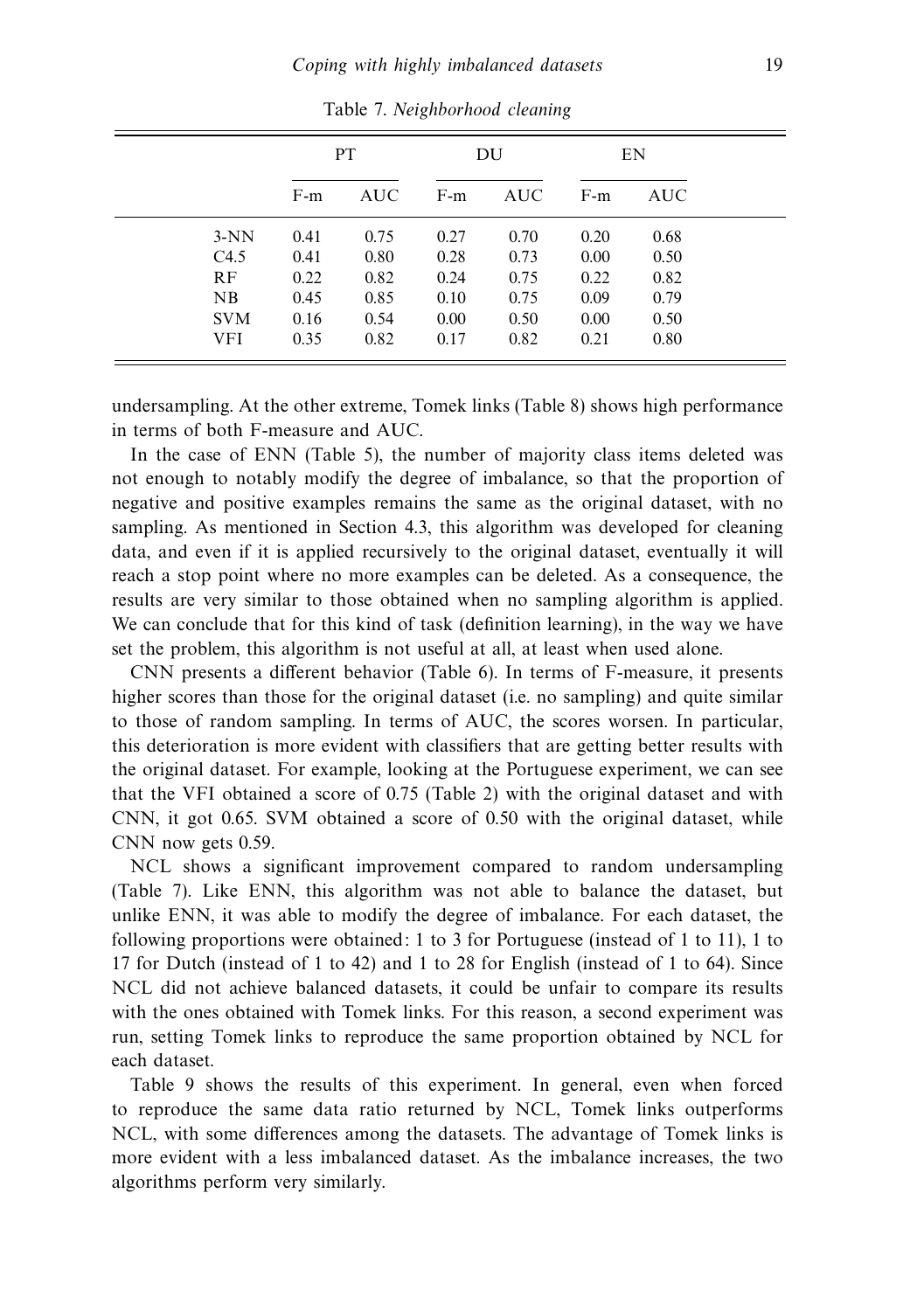Table 7. *Neighborhood cleaning*

| | PT | | DU | | EN | |
|---|---|---|---|---|---|---|
| | F-m | AUC | F-m | AUC | F-m | AUC |
| 3-NN | 0.41 | 0.75 | 0.27 | 0.70 | 0.20 | 0.68 |
| C4.5 | 0.41 | 0.80 | 0.28 | 0.73 | 0.00 | 0.50 |
| RF | 0.22 | 0.82 | 0.24 | 0.75 | 0.22 | 0.82 |
| NB | 0.45 | 0.85 | 0.10 | 0.75 | 0.09 | 0.79 |
| SVM | 0.16 | 0.54 | 0.00 | 0.50 | 0.00 | 0.50 |
| VFI | 0.35 | 0.82 | 0.17 | 0.82 | 0.21 | 0.80 |

undersampling. At the other extreme, Tomek links (Table 8) shows high performance in terms of both F-measure and AUC.

In the case of ENN (Table 5), the number of majority class items deleted was not enough to notably modify the degree of imbalance, so that the proportion of negative and positive examples remains the same as the original dataset, with no sampling. As mentioned in Section 4.3, this algorithm was developed for cleaning data, and even if it is applied recursively to the original dataset, eventually it will reach a stop point where no more examples can be deleted. As a consequence, the results are very similar to those obtained when no sampling algorithm is applied. We can conclude that for this kind of task (definition learning), in the way we have set the problem, this algorithm is not useful at all, at least when used alone.

CNN presents a different behavior (Table 6). In terms of F-measure, it presents higher scores than those for the original dataset (i.e. no sampling) and quite similar to those of random sampling. In terms of AUC, the scores worsen. In particular, this deterioration is more evident with classifiers that are getting better results with the original dataset. For example, looking at the Portuguese experiment, we can see that the VFI obtained a score of 0.75 (Table 2) with the original dataset and with CNN, it got 0.65. SVM obtained a score of 0.50 with the original dataset, while CNN now gets 0.59.

NCL shows a significant improvement compared to random undersampling (Table 7). Like ENN, this algorithm was not able to balance the dataset, but unlike ENN, it was able to modify the degree of imbalance. For each dataset, the following proportions were obtained: 1 to 3 for Portuguese (instead of 1 to 11), 1 to 17 for Dutch (instead of 1 to 42) and 1 to 28 for English (instead of 1 to 64). Since NCL did not achieve balanced datasets, it could be unfair to compare its results with the ones obtained with Tomek links. For this reason, a second experiment was run, setting Tomek links to reproduce the same proportion obtained by NCL for each dataset.

Table 9 shows the results of this experiment. In general, even when forced to reproduce the same data ratio returned by NCL, Tomek links outperforms NCL, with some differences among the datasets. The advantage of Tomek links is more evident with a less imbalanced dataset. As the imbalance increases, the two algorithms perform very similarly.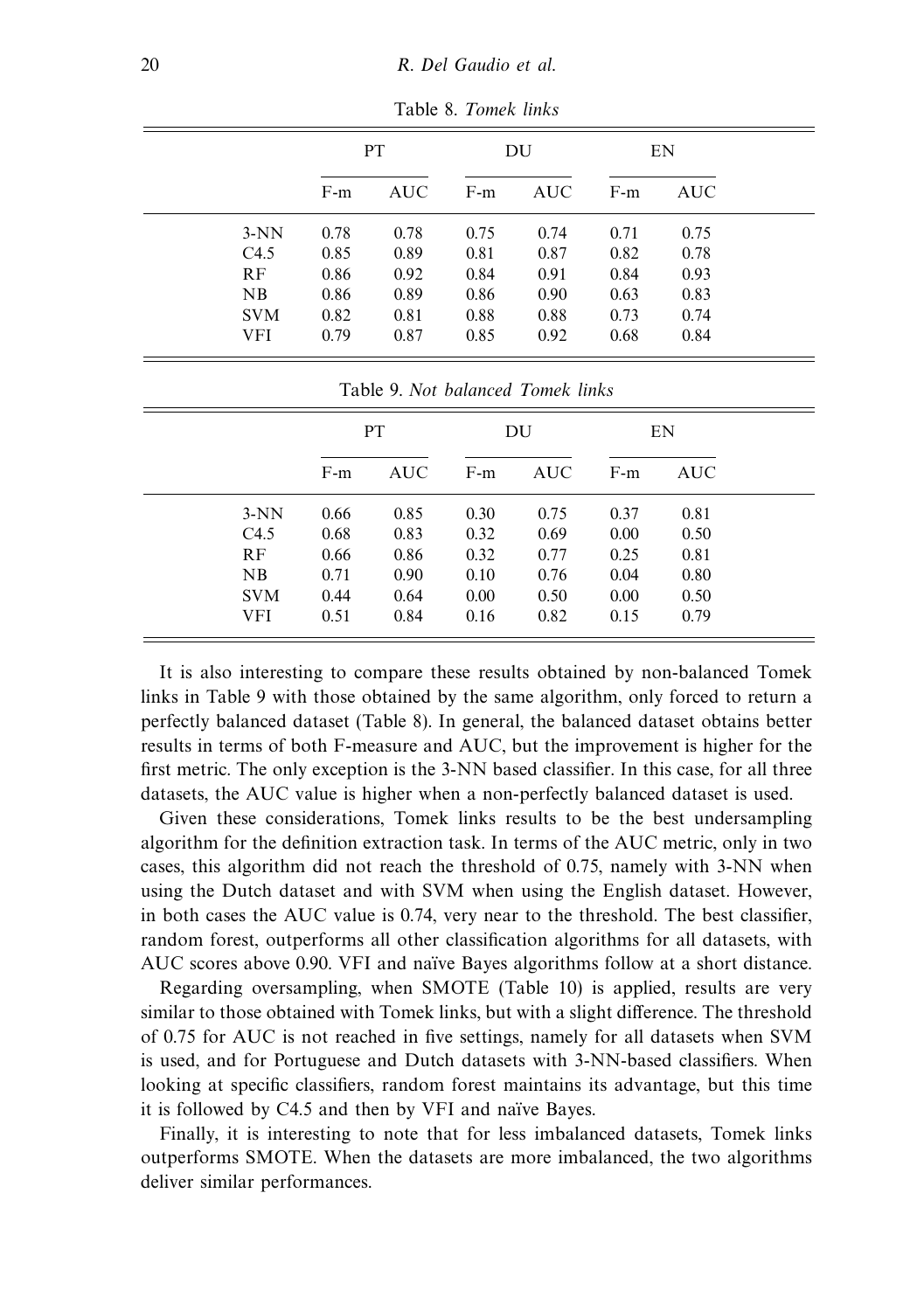Table 8. *Tomek links*

| | PT | | DU | | EN | |
|---|---|---|---|---|---|---|
| | F-m | AUC | F-m | AUC | F-m | AUC |
| 3-NN | 0.78 | 0.78 | 0.75 | 0.74 | 0.71 | 0.75 |
| C4.5 | 0.85 | 0.89 | 0.81 | 0.87 | 0.82 | 0.78 |
| RF | 0.86 | 0.92 | 0.84 | 0.91 | 0.84 | 0.93 |
| NB | 0.86 | 0.89 | 0.86 | 0.90 | 0.63 | 0.83 |
| SVM | 0.82 | 0.81 | 0.88 | 0.88 | 0.73 | 0.74 |
| VFI | 0.79 | 0.87 | 0.85 | 0.92 | 0.68 | 0.84 |

Table 9. *Not balanced Tomek links*

| | PT | | DU | | EN | |
|---|---|---|---|---|---|---|
| | F-m | AUC | F-m | AUC | F-m | AUC |
| 3-NN | 0.66 | 0.85 | 0.30 | 0.75 | 0.37 | 0.81 |
| C4.5 | 0.68 | 0.83 | 0.32 | 0.69 | 0.00 | 0.50 |
| RF | 0.66 | 0.86 | 0.32 | 0.77 | 0.25 | 0.81 |
| NB | 0.71 | 0.90 | 0.10 | 0.76 | 0.04 | 0.80 |
| SVM | 0.44 | 0.64 | 0.00 | 0.50 | 0.00 | 0.50 |
| VFI | 0.51 | 0.84 | 0.16 | 0.82 | 0.15 | 0.79 |

It is also interesting to compare these results obtained by non-balanced Tomek links in Table 9 with those obtained by the same algorithm, only forced to return a perfectly balanced dataset (Table 8). In general, the balanced dataset obtains better results in terms of both F-measure and AUC, but the improvement is higher for the first metric. The only exception is the 3-NN based classifier. In this case, for all three datasets, the AUC value is higher when a non-perfectly balanced dataset is used.

Given these considerations, Tomek links results to be the best undersampling algorithm for the definition extraction task. In terms of the AUC metric, only in two cases, this algorithm did not reach the threshold of 0.75, namely with 3-NN when using the Dutch dataset and with SVM when using the English dataset. However, in both cases the AUC value is 0.74, very near to the threshold. The best classifier, random forest, outperforms all other classification algorithms for all datasets, with AUC scores above 0.90. VFI and naïve Bayes algorithms follow at a short distance.

Regarding oversampling, when SMOTE (Table 10) is applied, results are very similar to those obtained with Tomek links, but with a slight difference. The threshold of 0.75 for AUC is not reached in five settings, namely for all datasets when SVM is used, and for Portuguese and Dutch datasets with 3-NN-based classifiers. When looking at specific classifiers, random forest maintains its advantage, but this time it is followed by C4.5 and then by VFI and naïve Bayes.

Finally, it is interesting to note that for less imbalanced datasets, Tomek links outperforms SMOTE. When the datasets are more imbalanced, the two algorithms deliver similar performances.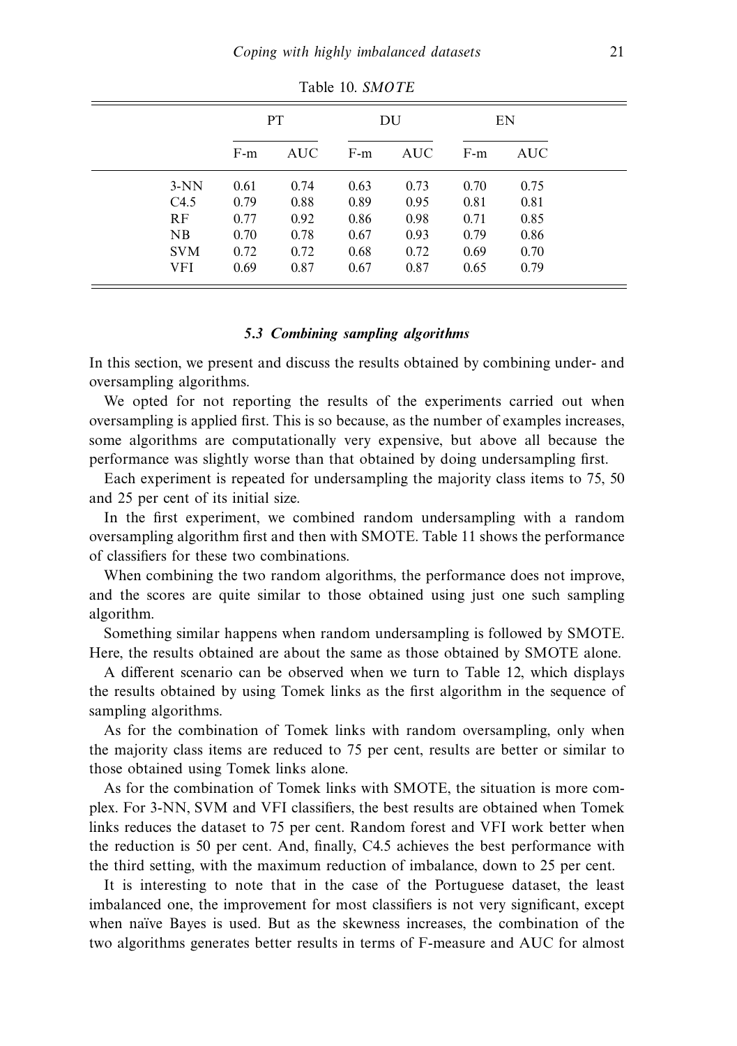Table 10. *SMOTE*

| | PT | | DU | | EN | |
|---|---|---|---|---|---|---|
| | F-m | AUC | F-m | AUC | F-m | AUC |
| 3-NN | 0.61 | 0.74 | 0.63 | 0.73 | 0.70 | 0.75 |
| C4.5 | 0.79 | 0.88 | 0.89 | 0.95 | 0.81 | 0.81 |
| RF | 0.77 | 0.92 | 0.86 | 0.98 | 0.71 | 0.85 |
| NB | 0.70 | 0.78 | 0.67 | 0.93 | 0.79 | 0.86 |
| SVM | 0.72 | 0.72 | 0.68 | 0.72 | 0.69 | 0.70 |
| VFI | 0.69 | 0.87 | 0.67 | 0.87 | 0.65 | 0.79 |

### *5.3 Combining sampling algorithms*

In this section, we present and discuss the results obtained by combining under- and oversampling algorithms.

We opted for not reporting the results of the experiments carried out when oversampling is applied first. This is so because, as the number of examples increases, some algorithms are computationally very expensive, but above all because the performance was slightly worse than that obtained by doing undersampling first.

Each experiment is repeated for undersampling the majority class items to 75, 50 and 25 per cent of its initial size.

In the first experiment, we combined random undersampling with a random oversampling algorithm first and then with SMOTE. Table 11 shows the performance of classifiers for these two combinations.

When combining the two random algorithms, the performance does not improve, and the scores are quite similar to those obtained using just one such sampling algorithm.

Something similar happens when random undersampling is followed by SMOTE. Here, the results obtained are about the same as those obtained by SMOTE alone.

A different scenario can be observed when we turn to Table 12, which displays the results obtained by using Tomek links as the first algorithm in the sequence of sampling algorithms.

As for the combination of Tomek links with random oversampling, only when the majority class items are reduced to 75 per cent, results are better or similar to those obtained using Tomek links alone.

As for the combination of Tomek links with SMOTE, the situation is more complex. For 3-NN, SVM and VFI classifiers, the best results are obtained when Tomek links reduces the dataset to 75 per cent. Random forest and VFI work better when the reduction is 50 per cent. And, finally, C4.5 achieves the best performance with the third setting, with the maximum reduction of imbalance, down to 25 per cent.

It is interesting to note that in the case of the Portuguese dataset, the least imbalanced one, the improvement for most classifiers is not very significant, except when naïve Bayes is used. But as the skewness increases, the combination of the two algorithms generates better results in terms of F-measure and AUC for almost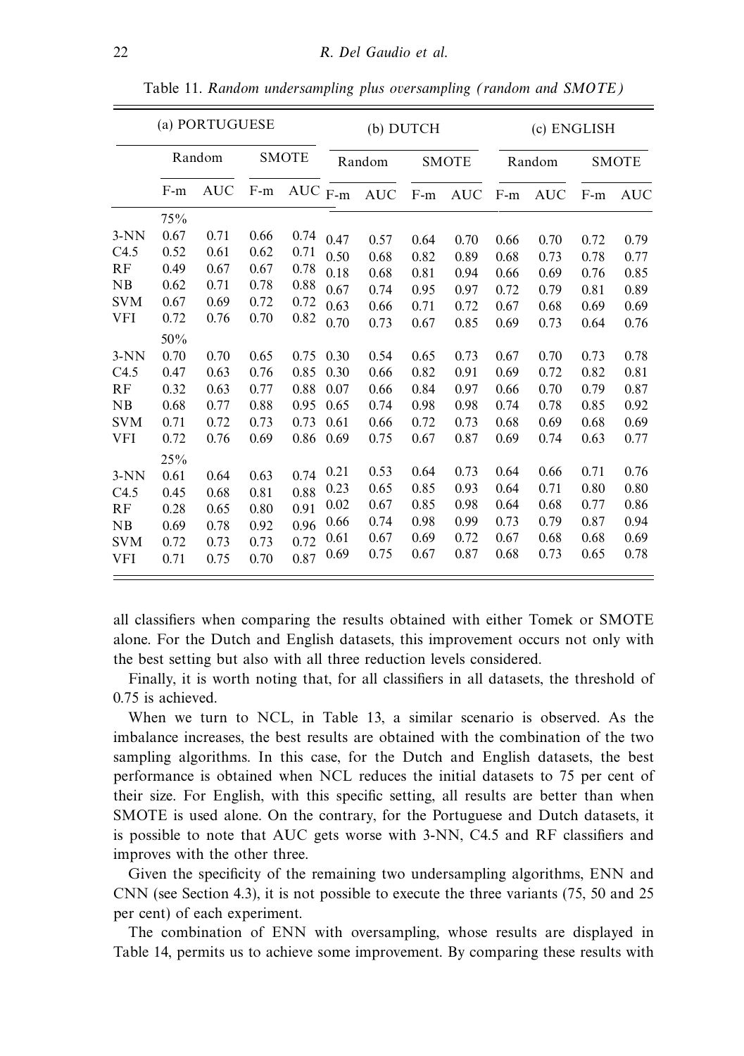Table 11. *Random undersampling plus oversampling (random and SMOTE)*

| | (a) PORTUGUESE | | | | (b) DUTCH | | | | (c) ENGLISH | | | |
|---|---|---|---|---|---|---|---|---|---|---|---|---|
| | Random | | SMOTE | | Random | | SMOTE | | Random | | SMOTE | |
| | F-m | AUC | F-m | AUC | F-m | AUC | F-m | AUC | F-m | AUC | F-m | AUC |
| | 75% | | | | | | | | | | | |
| 3-NN | 0.67 | 0.71 | 0.66 | 0.74 | 0.47 | 0.57 | 0.64 | 0.70 | 0.66 | 0.70 | 0.72 | 0.79 |
| C4.5 | 0.52 | 0.61 | 0.62 | 0.71 | 0.50 | 0.68 | 0.82 | 0.89 | 0.68 | 0.73 | 0.78 | 0.77 |
| RF | 0.49 | 0.67 | 0.67 | 0.78 | 0.18 | 0.68 | 0.81 | 0.94 | 0.66 | 0.69 | 0.76 | 0.85 |
| NB | 0.62 | 0.71 | 0.78 | 0.88 | 0.67 | 0.74 | 0.95 | 0.97 | 0.72 | 0.79 | 0.81 | 0.89 |
| SVM | 0.67 | 0.69 | 0.72 | 0.72 | 0.63 | 0.66 | 0.71 | 0.72 | 0.67 | 0.68 | 0.69 | 0.69 |
| VFI | 0.72 | 0.76 | 0.70 | 0.82 | 0.70 | 0.73 | 0.67 | 0.85 | 0.69 | 0.73 | 0.64 | 0.76 |
| | 50% | | | | | | | | | | | |
| 3-NN | 0.70 | 0.70 | 0.65 | 0.75 | 0.30 | 0.54 | 0.65 | 0.73 | 0.67 | 0.70 | 0.73 | 0.78 |
| C4.5 | 0.47 | 0.63 | 0.76 | 0.85 | 0.30 | 0.66 | 0.82 | 0.91 | 0.69 | 0.72 | 0.82 | 0.81 |
| RF | 0.32 | 0.63 | 0.77 | 0.88 | 0.07 | 0.66 | 0.84 | 0.97 | 0.66 | 0.70 | 0.79 | 0.87 |
| NB | 0.68 | 0.77 | 0.88 | 0.95 | 0.65 | 0.74 | 0.98 | 0.98 | 0.74 | 0.78 | 0.85 | 0.92 |
| SVM | 0.71 | 0.72 | 0.73 | 0.73 | 0.61 | 0.66 | 0.72 | 0.73 | 0.68 | 0.69 | 0.68 | 0.69 |
| VFI | 0.72 | 0.76 | 0.69 | 0.86 | 0.69 | 0.75 | 0.67 | 0.87 | 0.69 | 0.74 | 0.63 | 0.77 |
| | 25% | | | | | | | | | | | |
| 3-NN | 0.61 | 0.64 | 0.63 | 0.74 | 0.21 | 0.53 | 0.64 | 0.73 | 0.64 | 0.66 | 0.71 | 0.76 |
| C4.5 | 0.45 | 0.68 | 0.81 | 0.88 | 0.23 | 0.65 | 0.85 | 0.93 | 0.64 | 0.71 | 0.80 | 0.80 |
| RF | 0.28 | 0.65 | 0.80 | 0.91 | 0.02 | 0.67 | 0.85 | 0.98 | 0.64 | 0.68 | 0.77 | 0.86 |
| NB | 0.69 | 0.78 | 0.92 | 0.96 | 0.66 | 0.74 | 0.98 | 0.99 | 0.73 | 0.79 | 0.87 | 0.94 |
| SVM | 0.72 | 0.73 | 0.73 | 0.72 | 0.61 | 0.67 | 0.69 | 0.72 | 0.67 | 0.68 | 0.68 | 0.69 |
| VFI | 0.71 | 0.75 | 0.70 | 0.87 | 0.69 | 0.75 | 0.67 | 0.87 | 0.68 | 0.73 | 0.65 | 0.78 |

all classifiers when comparing the results obtained with either Tomek or SMOTE alone. For the Dutch and English datasets, this improvement occurs not only with the best setting but also with all three reduction levels considered.

Finally, it is worth noting that, for all classifiers in all datasets, the threshold of 0.75 is achieved.

When we turn to NCL, in Table 13, a similar scenario is observed. As the imbalance increases, the best results are obtained with the combination of the two sampling algorithms. In this case, for the Dutch and English datasets, the best performance is obtained when NCL reduces the initial datasets to 75 per cent of their size. For English, with this specific setting, all results are better than when SMOTE is used alone. On the contrary, for the Portuguese and Dutch datasets, it is possible to note that AUC gets worse with 3-NN, C4.5 and RF classifiers and improves with the other three.

Given the specificity of the remaining two undersampling algorithms, ENN and CNN (see Section 4.3), it is not possible to execute the three variants (75, 50 and 25 per cent) of each experiment.

The combination of ENN with oversampling, whose results are displayed in Table 14, permits us to achieve some improvement. By comparing these results with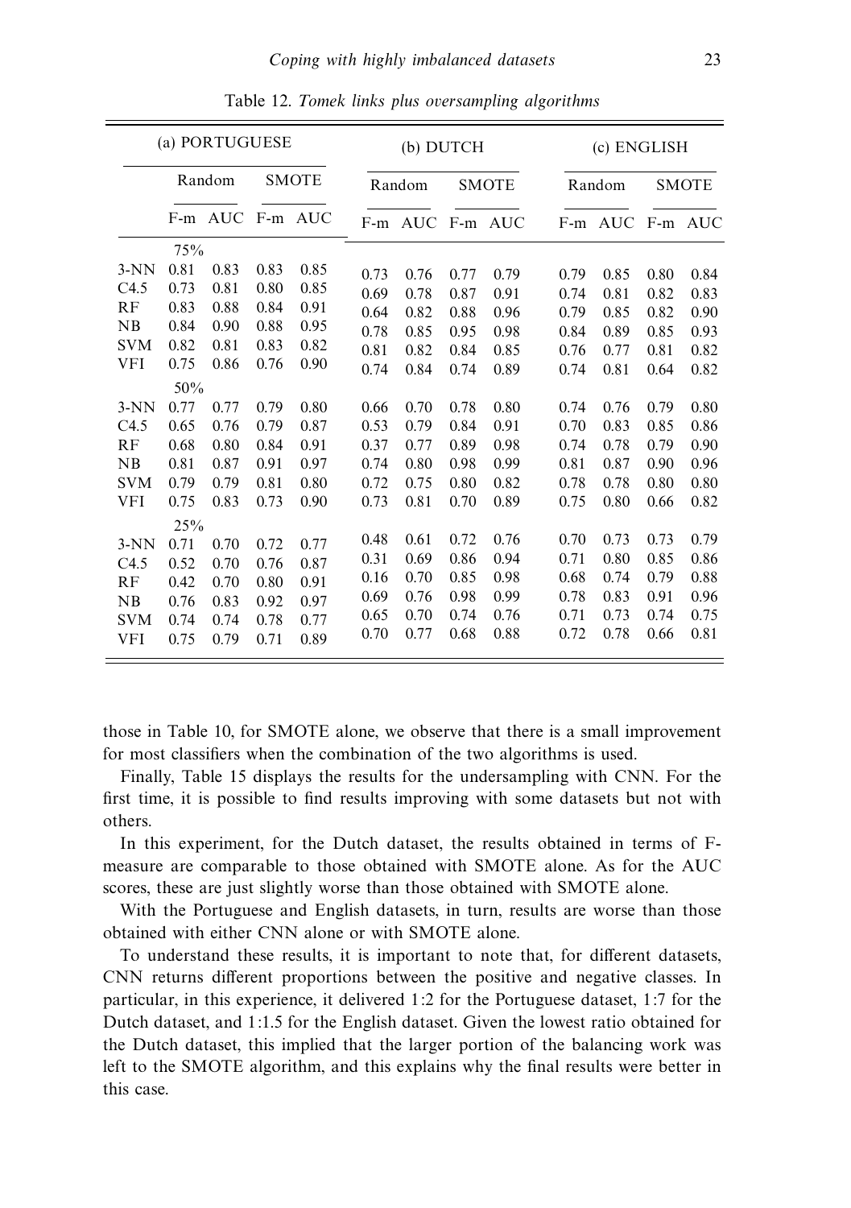Table 12. *Tomek links plus oversampling algorithms*

| | (a) PORTUGUESE | | | | (b) DUTCH | | | | (c) ENGLISH | | | |
|---|---|---|---|---|---|---|---|---|---|---|---|---|
| | Random | | SMOTE | | Random | | SMOTE | | Random | | SMOTE | |
| | F-m | AUC | F-m | AUC | F-m | AUC | F-m | AUC | F-m | AUC | F-m | AUC |
| | 75% | | | | | | | | | | | |
| 3-NN | 0.81 | 0.83 | 0.83 | 0.85 | 0.73 | 0.76 | 0.77 | 0.79 | 0.79 | 0.85 | 0.80 | 0.84 |
| C4.5 | 0.73 | 0.81 | 0.80 | 0.85 | 0.69 | 0.78 | 0.87 | 0.91 | 0.74 | 0.81 | 0.82 | 0.83 |
| RF | 0.83 | 0.88 | 0.84 | 0.91 | 0.64 | 0.82 | 0.88 | 0.96 | 0.79 | 0.85 | 0.82 | 0.90 |
| NB | 0.84 | 0.90 | 0.88 | 0.95 | 0.78 | 0.85 | 0.95 | 0.98 | 0.84 | 0.89 | 0.85 | 0.93 |
| SVM | 0.82 | 0.81 | 0.83 | 0.82 | 0.81 | 0.82 | 0.84 | 0.85 | 0.76 | 0.77 | 0.81 | 0.82 |
| VFI | 0.75 | 0.86 | 0.76 | 0.90 | 0.74 | 0.84 | 0.74 | 0.89 | 0.74 | 0.81 | 0.64 | 0.82 |
| | 50% | | | | | | | | | | | |
| 3-NN | 0.77 | 0.77 | 0.79 | 0.80 | 0.66 | 0.70 | 0.78 | 0.80 | 0.74 | 0.76 | 0.79 | 0.80 |
| C4.5 | 0.65 | 0.76 | 0.79 | 0.87 | 0.53 | 0.79 | 0.84 | 0.91 | 0.70 | 0.83 | 0.85 | 0.86 |
| RF | 0.68 | 0.80 | 0.84 | 0.91 | 0.37 | 0.77 | 0.89 | 0.98 | 0.74 | 0.78 | 0.79 | 0.90 |
| NB | 0.81 | 0.87 | 0.91 | 0.97 | 0.74 | 0.80 | 0.98 | 0.99 | 0.81 | 0.87 | 0.90 | 0.96 |
| SVM | 0.79 | 0.79 | 0.81 | 0.80 | 0.72 | 0.75 | 0.80 | 0.82 | 0.78 | 0.78 | 0.80 | 0.80 |
| VFI | 0.75 | 0.83 | 0.73 | 0.90 | 0.73 | 0.81 | 0.70 | 0.89 | 0.75 | 0.80 | 0.66 | 0.82 |
| | 25% | | | | | | | | | | | |
| 3-NN | 0.71 | 0.70 | 0.72 | 0.77 | 0.48 | 0.61 | 0.72 | 0.76 | 0.70 | 0.73 | 0.73 | 0.79 |
| C4.5 | 0.52 | 0.70 | 0.76 | 0.87 | 0.31 | 0.69 | 0.86 | 0.94 | 0.71 | 0.80 | 0.85 | 0.86 |
| RF | 0.42 | 0.70 | 0.80 | 0.91 | 0.16 | 0.70 | 0.85 | 0.98 | 0.68 | 0.74 | 0.79 | 0.88 |
| NB | 0.76 | 0.83 | 0.92 | 0.97 | 0.69 | 0.76 | 0.98 | 0.99 | 0.78 | 0.83 | 0.91 | 0.96 |
| SVM | 0.74 | 0.74 | 0.78 | 0.77 | 0.65 | 0.70 | 0.74 | 0.76 | 0.71 | 0.73 | 0.74 | 0.75 |
| VFI | 0.75 | 0.79 | 0.71 | 0.89 | 0.70 | 0.77 | 0.68 | 0.88 | 0.72 | 0.78 | 0.66 | 0.81 |

those in Table 10, for SMOTE alone, we observe that there is a small improvement for most classifiers when the combination of the two algorithms is used.

Finally, Table 15 displays the results for the undersampling with CNN. For the first time, it is possible to find results improving with some datasets but not with others.

In this experiment, for the Dutch dataset, the results obtained in terms of F-measure are comparable to those obtained with SMOTE alone. As for the AUC scores, these are just slightly worse than those obtained with SMOTE alone.

With the Portuguese and English datasets, in turn, results are worse than those obtained with either CNN alone or with SMOTE alone.

To understand these results, it is important to note that, for different datasets, CNN returns different proportions between the positive and negative classes. In particular, in this experience, it delivered 1:2 for the Portuguese dataset, 1:7 for the Dutch dataset, and 1:1.5 for the English dataset. Given the lowest ratio obtained for the Dutch dataset, this implied that the larger portion of the balancing work was left to the SMOTE algorithm, and this explains why the final results were better in this case.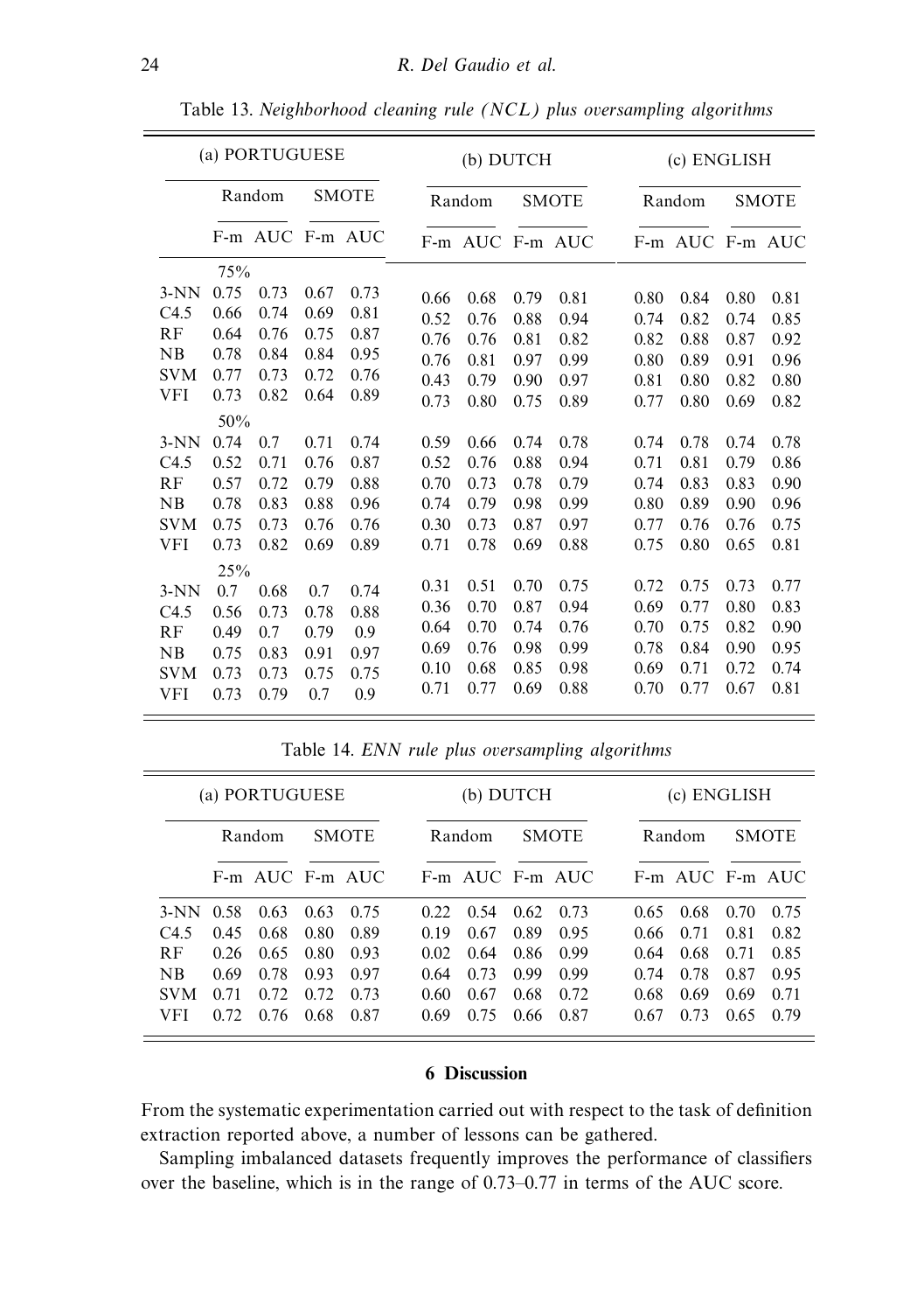Table 13. *Neighborhood cleaning rule (NCL) plus oversampling algorithms*

| | (a) PORTUGUESE | | | | (b) DUTCH | | | | (c) ENGLISH | | | |
|---|---|---|---|---|---|---|---|---|---|---|---|---|
| | Random | | SMOTE | | Random | | SMOTE | | Random | | SMOTE | |
| | F-m | AUC | F-m | AUC | F-m | AUC | F-m | AUC | F-m | AUC | F-m | AUC |
| | 75% | | | | | | | | | | | |
| 3-NN | 0.75 | 0.73 | 0.67 | 0.73 | 0.66 | 0.68 | 0.79 | 0.81 | 0.80 | 0.84 | 0.80 | 0.81 |
| C4.5 | 0.66 | 0.74 | 0.69 | 0.81 | 0.52 | 0.76 | 0.88 | 0.94 | 0.74 | 0.82 | 0.74 | 0.85 |
| RF | 0.64 | 0.76 | 0.75 | 0.87 | 0.76 | 0.76 | 0.81 | 0.82 | 0.82 | 0.88 | 0.87 | 0.92 |
| NB | 0.78 | 0.84 | 0.84 | 0.95 | 0.76 | 0.81 | 0.97 | 0.99 | 0.80 | 0.89 | 0.91 | 0.96 |
| SVM | 0.77 | 0.73 | 0.72 | 0.76 | 0.43 | 0.79 | 0.90 | 0.97 | 0.81 | 0.80 | 0.82 | 0.80 |
| VFI | 0.73 | 0.82 | 0.64 | 0.89 | 0.73 | 0.80 | 0.75 | 0.89 | 0.77 | 0.80 | 0.69 | 0.82 |
| | 50% | | | | | | | | | | | |
| 3-NN | 0.74 | 0.7 | 0.71 | 0.74 | 0.59 | 0.66 | 0.74 | 0.78 | 0.74 | 0.78 | 0.74 | 0.78 |
| C4.5 | 0.52 | 0.71 | 0.76 | 0.87 | 0.52 | 0.76 | 0.88 | 0.94 | 0.71 | 0.81 | 0.79 | 0.86 |
| RF | 0.57 | 0.72 | 0.79 | 0.88 | 0.70 | 0.73 | 0.78 | 0.79 | 0.74 | 0.83 | 0.83 | 0.90 |
| NB | 0.78 | 0.83 | 0.88 | 0.96 | 0.74 | 0.79 | 0.98 | 0.99 | 0.80 | 0.89 | 0.90 | 0.96 |
| SVM | 0.75 | 0.73 | 0.76 | 0.76 | 0.30 | 0.73 | 0.87 | 0.97 | 0.77 | 0.76 | 0.76 | 0.75 |
| VFI | 0.73 | 0.82 | 0.69 | 0.89 | 0.71 | 0.78 | 0.69 | 0.88 | 0.75 | 0.80 | 0.65 | 0.81 |
| | 25% | | | | | | | | | | | |
| 3-NN | 0.7 | 0.68 | 0.7 | 0.74 | 0.31 | 0.51 | 0.70 | 0.75 | 0.72 | 0.75 | 0.73 | 0.77 |
| C4.5 | 0.56 | 0.73 | 0.78 | 0.88 | 0.36 | 0.70 | 0.87 | 0.94 | 0.69 | 0.77 | 0.80 | 0.83 |
| RF | 0.49 | 0.7 | 0.79 | 0.9 | 0.64 | 0.70 | 0.74 | 0.76 | 0.70 | 0.75 | 0.82 | 0.90 |
| NB | 0.75 | 0.83 | 0.91 | 0.97 | 0.69 | 0.76 | 0.98 | 0.99 | 0.78 | 0.84 | 0.90 | 0.95 |
| SVM | 0.73 | 0.73 | 0.75 | 0.75 | 0.10 | 0.68 | 0.85 | 0.98 | 0.69 | 0.71 | 0.72 | 0.74 |
| VFI | 0.73 | 0.79 | 0.7 | 0.9 | 0.71 | 0.77 | 0.69 | 0.88 | 0.70 | 0.77 | 0.67 | 0.81 |

Table 14. *ENN rule plus oversampling algorithms*

| | (a) PORTUGUESE | | | | (b) DUTCH | | | | (c) ENGLISH | | | |
|---|---|---|---|---|---|---|---|---|---|---|---|---|
| | Random | | SMOTE | | Random | | SMOTE | | Random | | SMOTE | |
| | F-m | AUC | F-m | AUC | F-m | AUC | F-m | AUC | F-m | AUC | F-m | AUC |
| 3-NN | 0.58 | 0.63 | 0.63 | 0.75 | 0.22 | 0.54 | 0.62 | 0.73 | 0.65 | 0.68 | 0.70 | 0.75 |
| C4.5 | 0.45 | 0.68 | 0.80 | 0.89 | 0.19 | 0.67 | 0.89 | 0.95 | 0.66 | 0.71 | 0.81 | 0.82 |
| RF | 0.26 | 0.65 | 0.80 | 0.93 | 0.02 | 0.64 | 0.86 | 0.99 | 0.64 | 0.68 | 0.71 | 0.85 |
| NB | 0.69 | 0.78 | 0.93 | 0.97 | 0.64 | 0.73 | 0.99 | 0.99 | 0.74 | 0.78 | 0.87 | 0.95 |
| SVM | 0.71 | 0.72 | 0.72 | 0.73 | 0.60 | 0.67 | 0.68 | 0.72 | 0.68 | 0.69 | 0.69 | 0.71 |
| VFI | 0.72 | 0.76 | 0.68 | 0.87 | 0.69 | 0.75 | 0.66 | 0.87 | 0.67 | 0.73 | 0.65 | 0.79 |

## 6 Discussion

From the systematic experimentation carried out with respect to the task of definition extraction reported above, a number of lessons can be gathered.

Sampling imbalanced datasets frequently improves the performance of classifiers over the baseline, which is in the range of 0.73–0.77 in terms of the AUC score.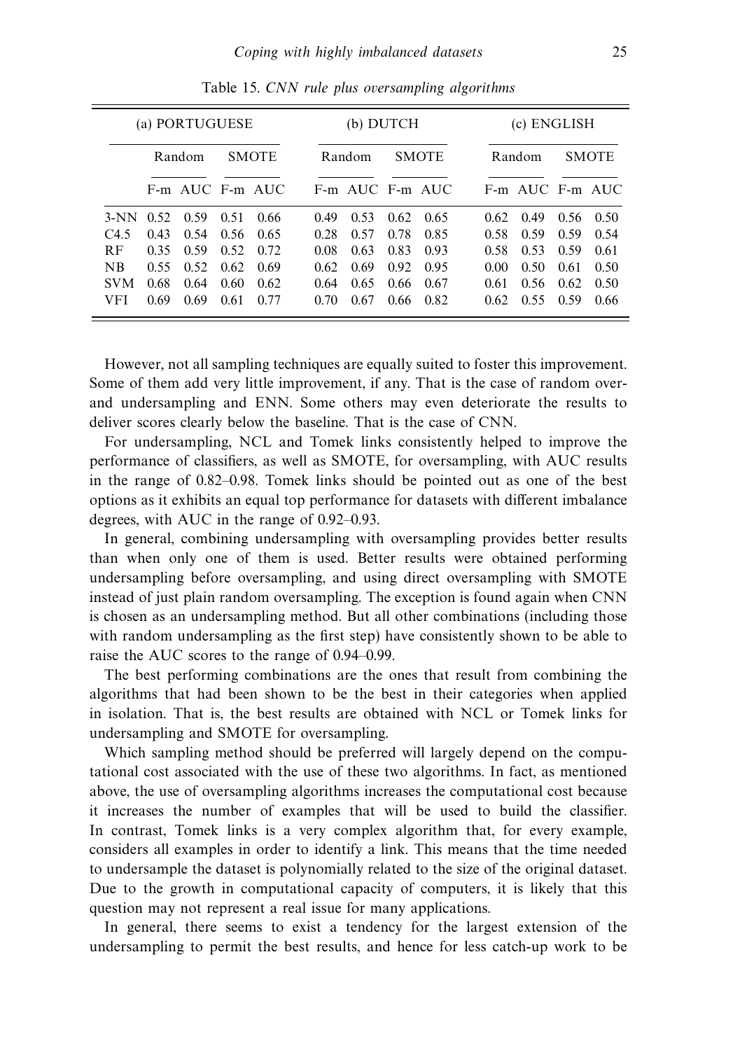Table 15. *CNN rule plus oversampling algorithms*

| | (a) PORTUGUESE | | | | (b) DUTCH | | | | (c) ENGLISH | | | |
|---|---|---|---|---|---|---|---|---|---|---|---|---|
| | Random | | SMOTE | | Random | | SMOTE | | Random | | SMOTE | |
| | F-m | AUC | F-m | AUC | F-m | AUC | F-m | AUC | F-m | AUC | F-m | AUC |
| 3-NN | 0.52 | 0.59 | 0.51 | 0.66 | 0.49 | 0.53 | 0.62 | 0.65 | 0.62 | 0.49 | 0.56 | 0.50 |
| C4.5 | 0.43 | 0.54 | 0.56 | 0.65 | 0.28 | 0.57 | 0.78 | 0.85 | 0.58 | 0.59 | 0.59 | 0.54 |
| RF | 0.35 | 0.59 | 0.52 | 0.72 | 0.08 | 0.63 | 0.83 | 0.93 | 0.58 | 0.53 | 0.59 | 0.61 |
| NB | 0.55 | 0.52 | 0.62 | 0.69 | 0.62 | 0.69 | 0.92 | 0.95 | 0.00 | 0.50 | 0.61 | 0.50 |
| SVM | 0.68 | 0.64 | 0.60 | 0.62 | 0.64 | 0.65 | 0.66 | 0.67 | 0.61 | 0.56 | 0.62 | 0.50 |
| VFI | 0.69 | 0.69 | 0.61 | 0.77 | 0.70 | 0.67 | 0.66 | 0.82 | 0.62 | 0.55 | 0.59 | 0.66 |

However, not all sampling techniques are equally suited to foster this improvement. Some of them add very little improvement, if any. That is the case of random over- and undersampling and ENN. Some others may even deteriorate the results to deliver scores clearly below the baseline. That is the case of CNN.

For undersampling, NCL and Tomek links consistently helped to improve the performance of classifiers, as well as SMOTE, for oversampling, with AUC results in the range of 0.82–0.98. Tomek links should be pointed out as one of the best options as it exhibits an equal top performance for datasets with different imbalance degrees, with AUC in the range of 0.92–0.93.

In general, combining undersampling with oversampling provides better results than when only one of them is used. Better results were obtained performing undersampling before oversampling, and using direct oversampling with SMOTE instead of just plain random oversampling. The exception is found again when CNN is chosen as an undersampling method. But all other combinations (including those with random undersampling as the first step) have consistently shown to be able to raise the AUC scores to the range of 0.94–0.99.

The best performing combinations are the ones that result from combining the algorithms that had been shown to be the best in their categories when applied in isolation. That is, the best results are obtained with NCL or Tomek links for undersampling and SMOTE for oversampling.

Which sampling method should be preferred will largely depend on the computational cost associated with the use of these two algorithms. In fact, as mentioned above, the use of oversampling algorithms increases the computational cost because it increases the number of examples that will be used to build the classifier. In contrast, Tomek links is a very complex algorithm that, for every example, considers all examples in order to identify a link. This means that the time needed to undersample the dataset is polynomially related to the size of the original dataset. Due to the growth in computational capacity of computers, it is likely that this question may not represent a real issue for many applications.

In general, there seems to exist a tendency for the largest extension of the undersampling to permit the best results, and hence for less catch-up work to be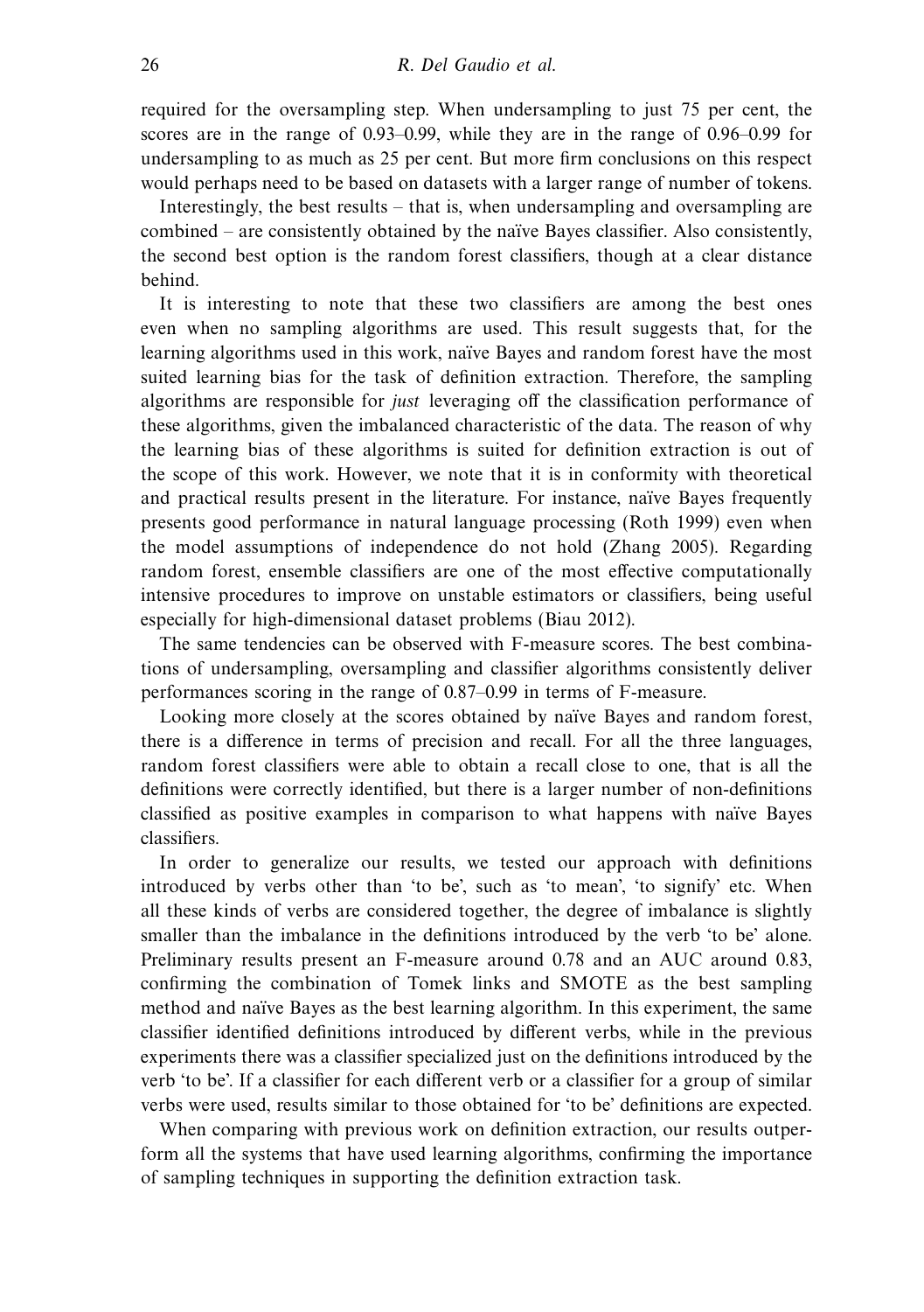required for the oversampling step. When undersampling to just 75 per cent, the scores are in the range of 0.93–0.99, while they are in the range of 0.96–0.99 for undersampling to as much as 25 per cent. But more firm conclusions on this respect would perhaps need to be based on datasets with a larger range of number of tokens.

Interestingly, the best results – that is, when undersampling and oversampling are combined – are consistently obtained by the naïve Bayes classifier. Also consistently, the second best option is the random forest classifiers, though at a clear distance behind.

It is interesting to note that these two classifiers are among the best ones even when no sampling algorithms are used. This result suggests that, for the learning algorithms used in this work, naïve Bayes and random forest have the most suited learning bias for the task of definition extraction. Therefore, the sampling algorithms are responsible for *just* leveraging off the classification performance of these algorithms, given the imbalanced characteristic of the data. The reason of why the learning bias of these algorithms is suited for definition extraction is out of the scope of this work. However, we note that it is in conformity with theoretical and practical results present in the literature. For instance, naïve Bayes frequently presents good performance in natural language processing (Roth 1999) even when the model assumptions of independence do not hold (Zhang 2005). Regarding random forest, ensemble classifiers are one of the most effective computationally intensive procedures to improve on unstable estimators or classifiers, being useful especially for high-dimensional dataset problems (Biau 2012).

The same tendencies can be observed with F-measure scores. The best combinations of undersampling, oversampling and classifier algorithms consistently deliver performances scoring in the range of 0.87–0.99 in terms of F-measure.

Looking more closely at the scores obtained by naïve Bayes and random forest, there is a difference in terms of precision and recall. For all the three languages, random forest classifiers were able to obtain a recall close to one, that is all the definitions were correctly identified, but there is a larger number of non-definitions classified as positive examples in comparison to what happens with naïve Bayes classifiers.

In order to generalize our results, we tested our approach with definitions introduced by verbs other than 'to be', such as 'to mean', 'to signify' etc. When all these kinds of verbs are considered together, the degree of imbalance is slightly smaller than the imbalance in the definitions introduced by the verb 'to be' alone. Preliminary results present an F-measure around 0.78 and an AUC around 0.83, confirming the combination of Tomek links and SMOTE as the best sampling method and naïve Bayes as the best learning algorithm. In this experiment, the same classifier identified definitions introduced by different verbs, while in the previous experiments there was a classifier specialized just on the definitions introduced by the verb 'to be'. If a classifier for each different verb or a classifier for a group of similar verbs were used, results similar to those obtained for 'to be' definitions are expected.

When comparing with previous work on definition extraction, our results outperform all the systems that have used learning algorithms, confirming the importance of sampling techniques in supporting the definition extraction task.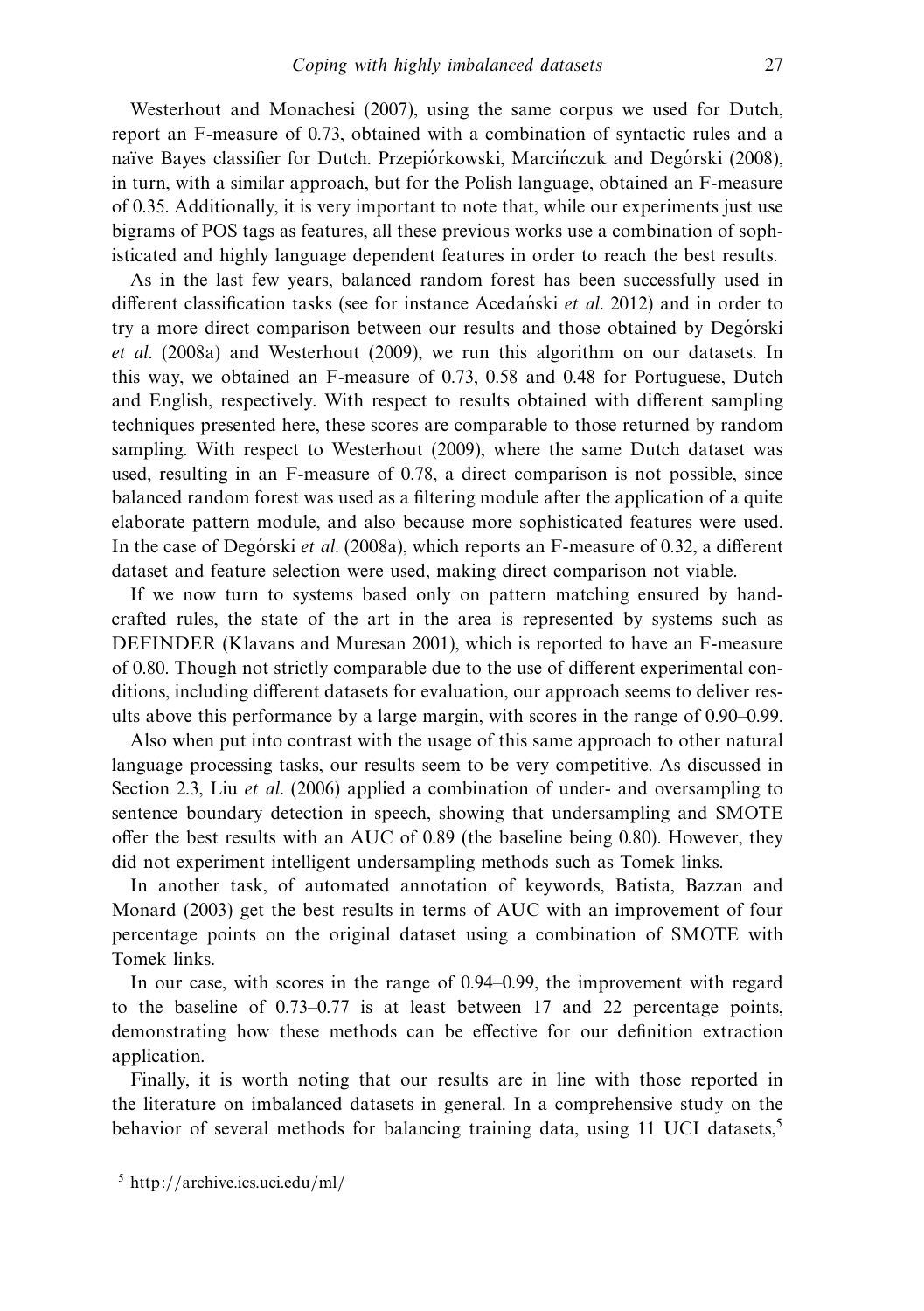Westerhout and Monachesi (2007), using the same corpus we used for Dutch, report an F-measure of 0.73, obtained with a combination of syntactic rules and a naïve Bayes classifier for Dutch. Przepiórkowski, Marcińczuk and Degórski (2008), in turn, with a similar approach, but for the Polish language, obtained an F-measure of 0.35. Additionally, it is very important to note that, while our experiments just use bigrams of POS tags as features, all these previous works use a combination of sophisticated and highly language dependent features in order to reach the best results.

As in the last few years, balanced random forest has been successfully used in different classification tasks (see for instance Acedański *et al.* 2012) and in order to try a more direct comparison between our results and those obtained by Degórski *et al.* (2008a) and Westerhout (2009), we run this algorithm on our datasets. In this way, we obtained an F-measure of 0.73, 0.58 and 0.48 for Portuguese, Dutch and English, respectively. With respect to results obtained with different sampling techniques presented here, these scores are comparable to those returned by random sampling. With respect to Westerhout (2009), where the same Dutch dataset was used, resulting in an F-measure of 0.78, a direct comparison is not possible, since balanced random forest was used as a filtering module after the application of a quite elaborate pattern module, and also because more sophisticated features were used. In the case of Degórski *et al.* (2008a), which reports an F-measure of 0.32, a different dataset and feature selection were used, making direct comparison not viable.

If we now turn to systems based only on pattern matching ensured by hand-crafted rules, the state of the art in the area is represented by systems such as DEFINDER (Klavans and Muresan 2001), which is reported to have an F-measure of 0.80. Though not strictly comparable due to the use of different experimental conditions, including different datasets for evaluation, our approach seems to deliver results above this performance by a large margin, with scores in the range of 0.90–0.99.

Also when put into contrast with the usage of this same approach to other natural language processing tasks, our results seem to be very competitive. As discussed in Section 2.3, Liu *et al.* (2006) applied a combination of under- and oversampling to sentence boundary detection in speech, showing that undersampling and SMOTE offer the best results with an AUC of 0.89 (the baseline being 0.80). However, they did not experiment intelligent undersampling methods such as Tomek links.

In another task, of automated annotation of keywords, Batista, Bazzan and Monard (2003) get the best results in terms of AUC with an improvement of four percentage points on the original dataset using a combination of SMOTE with Tomek links.

In our case, with scores in the range of 0.94–0.99, the improvement with regard to the baseline of 0.73–0.77 is at least between 17 and 22 percentage points, demonstrating how these methods can be effective for our definition extraction application.

Finally, it is worth noting that our results are in line with those reported in the literature on imbalanced datasets in general. In a comprehensive study on the behavior of several methods for balancing training data, using 11 UCI datasets,[5]

[5] http://archive.ics.uci.edu/ml/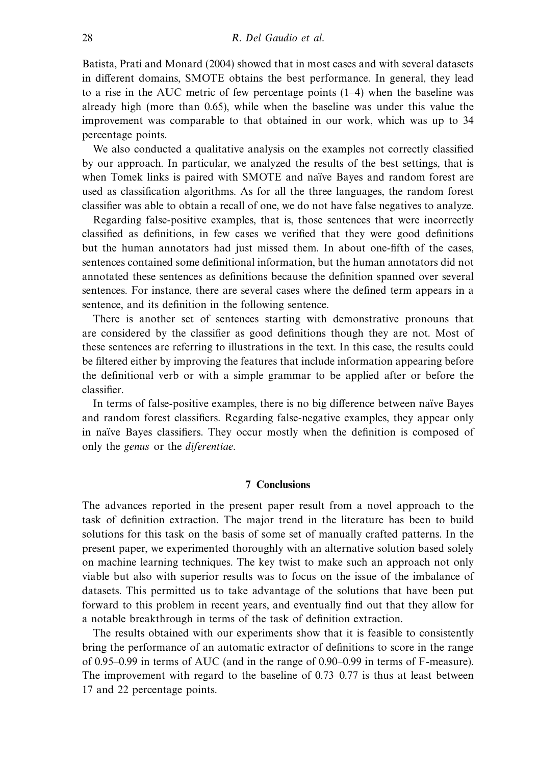Batista, Prati and Monard (2004) showed that in most cases and with several datasets in different domains, SMOTE obtains the best performance. In general, they lead to a rise in the AUC metric of few percentage points (1–4) when the baseline was already high (more than 0.65), while when the baseline was under this value the improvement was comparable to that obtained in our work, which was up to 34 percentage points.

We also conducted a qualitative analysis on the examples not correctly classified by our approach. In particular, we analyzed the results of the best settings, that is when Tomek links is paired with SMOTE and naïve Bayes and random forest are used as classification algorithms. As for all the three languages, the random forest classifier was able to obtain a recall of one, we do not have false negatives to analyze.

Regarding false-positive examples, that is, those sentences that were incorrectly classified as definitions, in few cases we verified that they were good definitions but the human annotators had just missed them. In about one-fifth of the cases, sentences contained some definitional information, but the human annotators did not annotated these sentences as definitions because the definition spanned over several sentences. For instance, there are several cases where the defined term appears in a sentence, and its definition in the following sentence.

There is another set of sentences starting with demonstrative pronouns that are considered by the classifier as good definitions though they are not. Most of these sentences are referring to illustrations in the text. In this case, the results could be filtered either by improving the features that include information appearing before the definitional verb or with a simple grammar to be applied after or before the classifier.

In terms of false-positive examples, there is no big difference between naïve Bayes and random forest classifiers. Regarding false-negative examples, they appear only in naïve Bayes classifiers. They occur mostly when the definition is composed of only the *genus* or the *diferentiae*.

## 7 Conclusions

The advances reported in the present paper result from a novel approach to the task of definition extraction. The major trend in the literature has been to build solutions for this task on the basis of some set of manually crafted patterns. In the present paper, we experimented thoroughly with an alternative solution based solely on machine learning techniques. The key twist to make such an approach not only viable but also with superior results was to focus on the issue of the imbalance of datasets. This permitted us to take advantage of the solutions that have been put forward to this problem in recent years, and eventually find out that they allow for a notable breakthrough in terms of the task of definition extraction.

The results obtained with our experiments show that it is feasible to consistently bring the performance of an automatic extractor of definitions to score in the range of 0.95–0.99 in terms of AUC (and in the range of 0.90–0.99 in terms of F-measure). The improvement with regard to the baseline of 0.73–0.77 is thus at least between 17 and 22 percentage points.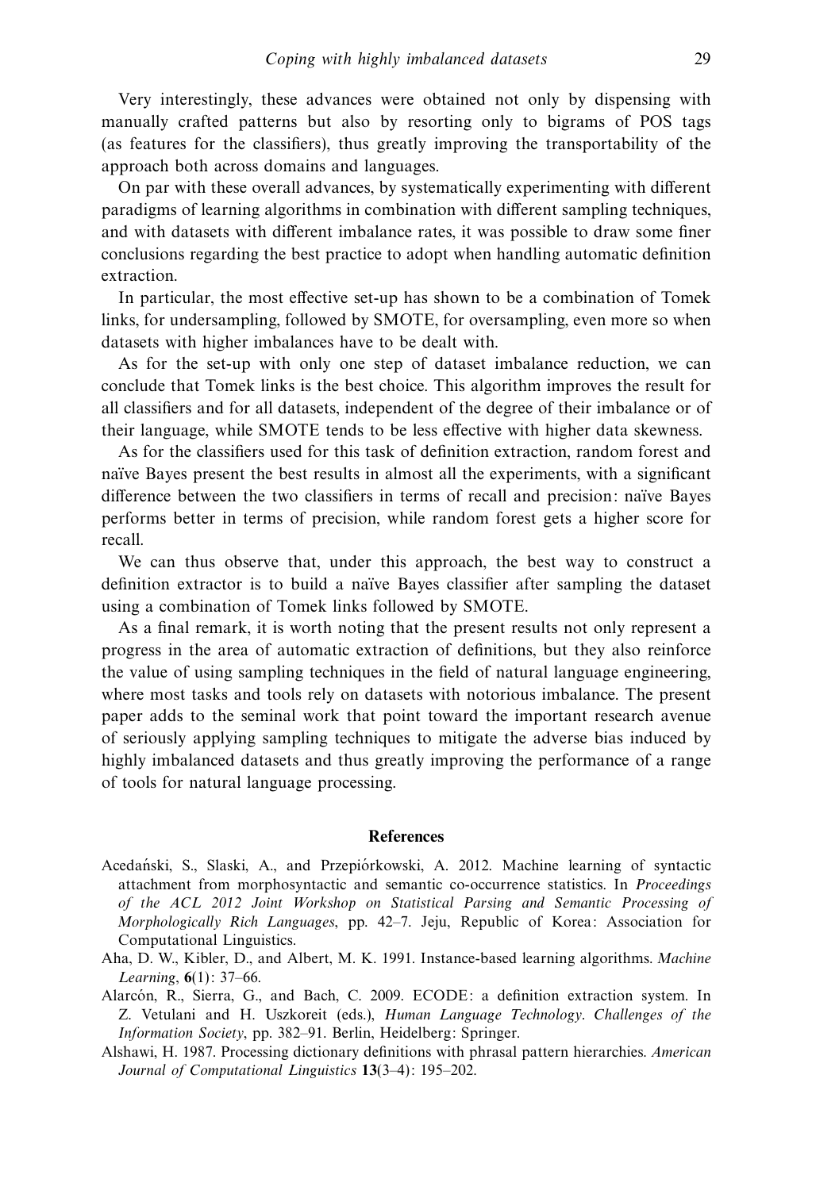Very interestingly, these advances were obtained not only by dispensing with manually crafted patterns but also by resorting only to bigrams of POS tags (as features for the classifiers), thus greatly improving the transportability of the approach both across domains and languages.

On par with these overall advances, by systematically experimenting with different paradigms of learning algorithms in combination with different sampling techniques, and with datasets with different imbalance rates, it was possible to draw some finer conclusions regarding the best practice to adopt when handling automatic definition extraction.

In particular, the most effective set-up has shown to be a combination of Tomek links, for undersampling, followed by SMOTE, for oversampling, even more so when datasets with higher imbalances have to be dealt with.

As for the set-up with only one step of dataset imbalance reduction, we can conclude that Tomek links is the best choice. This algorithm improves the result for all classifiers and for all datasets, independent of the degree of their imbalance or of their language, while SMOTE tends to be less effective with higher data skewness.

As for the classifiers used for this task of definition extraction, random forest and naïve Bayes present the best results in almost all the experiments, with a significant difference between the two classifiers in terms of recall and precision: naïve Bayes performs better in terms of precision, while random forest gets a higher score for recall.

We can thus observe that, under this approach, the best way to construct a definition extractor is to build a naïve Bayes classifier after sampling the dataset using a combination of Tomek links followed by SMOTE.

As a final remark, it is worth noting that the present results not only represent a progress in the area of automatic extraction of definitions, but they also reinforce the value of using sampling techniques in the field of natural language engineering, where most tasks and tools rely on datasets with notorious imbalance. The present paper adds to the seminal work that point toward the important research avenue of seriously applying sampling techniques to mitigate the adverse bias induced by highly imbalanced datasets and thus greatly improving the performance of a range of tools for natural language processing.

## References

Acedański, S., Slaski, A., and Przepiórkowski, A. 2012. Machine learning of syntactic attachment from morphosyntactic and semantic co-occurrence statistics. In *Proceedings of the ACL 2012 Joint Workshop on Statistical Parsing and Semantic Processing of Morphologically Rich Languages*, pp. 42–7. Jeju, Republic of Korea: Association for Computational Linguistics.

Aha, D. W., Kibler, D., and Albert, M. K. 1991. Instance-based learning algorithms. *Machine Learning*, **6**(1): 37–66.

Alarcón, R., Sierra, G., and Bach, C. 2009. ECODE: a definition extraction system. In Z. Vetulani and H. Uszkoreit (eds.), *Human Language Technology. Challenges of the Information Society*, pp. 382–91. Berlin, Heidelberg: Springer.

Alshawi, H. 1987. Processing dictionary definitions with phrasal pattern hierarchies. *American Journal of Computational Linguistics* **13**(3–4): 195–202.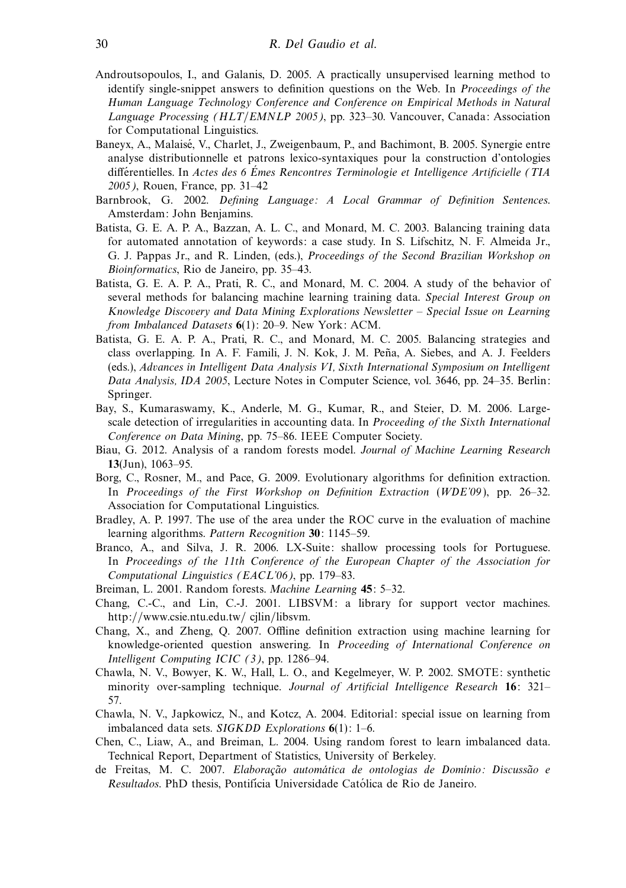Androutsopoulos, I., and Galanis, D. 2005. A practically unsupervised learning method to identify single-snippet answers to definition questions on the Web. In *Proceedings of the Human Language Technology Conference and Conference on Empirical Methods in Natural Language Processing (HLT/EMNLP 2005)*, pp. 323–30. Vancouver, Canada: Association for Computational Linguistics.

Baneyx, A., Malaisé, V., Charlet, J., Zweigenbaum, P., and Bachimont, B. 2005. Synergie entre analyse distributionnelle et patrons lexico-syntaxiques pour la construction d'ontologies différentielles. In *Actes des 6 Émes Rencontres Terminologie et Intelligence Artificielle (TIA 2005)*, Rouen, France, pp. 31–42

Barnbrook, G. 2002. *Defining Language: A Local Grammar of Definition Sentences*. Amsterdam: John Benjamins.

Batista, G. E. A. P. A., Bazzan, A. L. C., and Monard, M. C. 2003. Balancing training data for automated annotation of keywords: a case study. In S. Lifschitz, N. F. Almeida Jr., G. J. Pappas Jr., and R. Linden, (eds.), *Proceedings of the Second Brazilian Workshop on Bioinformatics*, Rio de Janeiro, pp. 35–43.

Batista, G. E. A. P. A., Prati, R. C., and Monard, M. C. 2004. A study of the behavior of several methods for balancing machine learning training data. *Special Interest Group on Knowledge Discovery and Data Mining Explorations Newsletter – Special Issue on Learning from Imbalanced Datasets* **6**(1): 20–9. New York: ACM.

Batista, G. E. A. P. A., Prati, R. C., and Monard, M. C. 2005. Balancing strategies and class overlapping. In A. F. Famili, J. N. Kok, J. M. Peña, A. Siebes, and A. J. Feelders (eds.), *Advances in Intelligent Data Analysis VI, Sixth International Symposium on Intelligent Data Analysis, IDA 2005*, Lecture Notes in Computer Science, vol. 3646, pp. 24–35. Berlin: Springer.

Bay, S., Kumaraswamy, K., Anderle, M. G., Kumar, R., and Steier, D. M. 2006. Large-scale detection of irregularities in accounting data. In *Proceeding of the Sixth International Conference on Data Mining*, pp. 75–86. IEEE Computer Society.

Biau, G. 2012. Analysis of a random forests model. *Journal of Machine Learning Research* **13**(Jun), 1063–95.

Borg, C., Rosner, M., and Pace, G. 2009. Evolutionary algorithms for definition extraction. In *Proceedings of the First Workshop on Definition Extraction* (*WDE'09*), pp. 26–32. Association for Computational Linguistics.

Bradley, A. P. 1997. The use of the area under the ROC curve in the evaluation of machine learning algorithms. *Pattern Recognition* **30**: 1145–59.

Branco, A., and Silva, J. R. 2006. LX-Suite: shallow processing tools for Portuguese. In *Proceedings of the 11th Conference of the European Chapter of the Association for Computational Linguistics (EACL'06)*, pp. 179–83.

Breiman, L. 2001. Random forests. *Machine Learning* **45**: 5–32.

Chang, C.-C., and Lin, C.-J. 2001. LIBSVM: a library for support vector machines. http://www.csie.ntu.edu.tw/ cjlin/libsvm.

Chang, X., and Zheng, Q. 2007. Offline definition extraction using machine learning for knowledge-oriented question answering. In *Proceeding of International Conference on Intelligent Computing ICIC (3)*, pp. 1286–94.

Chawla, N. V., Bowyer, K. W., Hall, L. O., and Kegelmeyer, W. P. 2002. SMOTE: synthetic minority over-sampling technique. *Journal of Artificial Intelligence Research* **16**: 321–57.

Chawla, N. V., Japkowicz, N., and Kotcz, A. 2004. Editorial: special issue on learning from imbalanced data sets. *SIGKDD Explorations* **6**(1): 1–6.

Chen, C., Liaw, A., and Breiman, L. 2004. Using random forest to learn imbalanced data. Technical Report, Department of Statistics, University of Berkeley.

de Freitas, M. C. 2007. *Elaboração automática de ontologias de Domínio: Discussão e Resultados*. PhD thesis, Pontifícia Universidade Católica de Rio de Janeiro.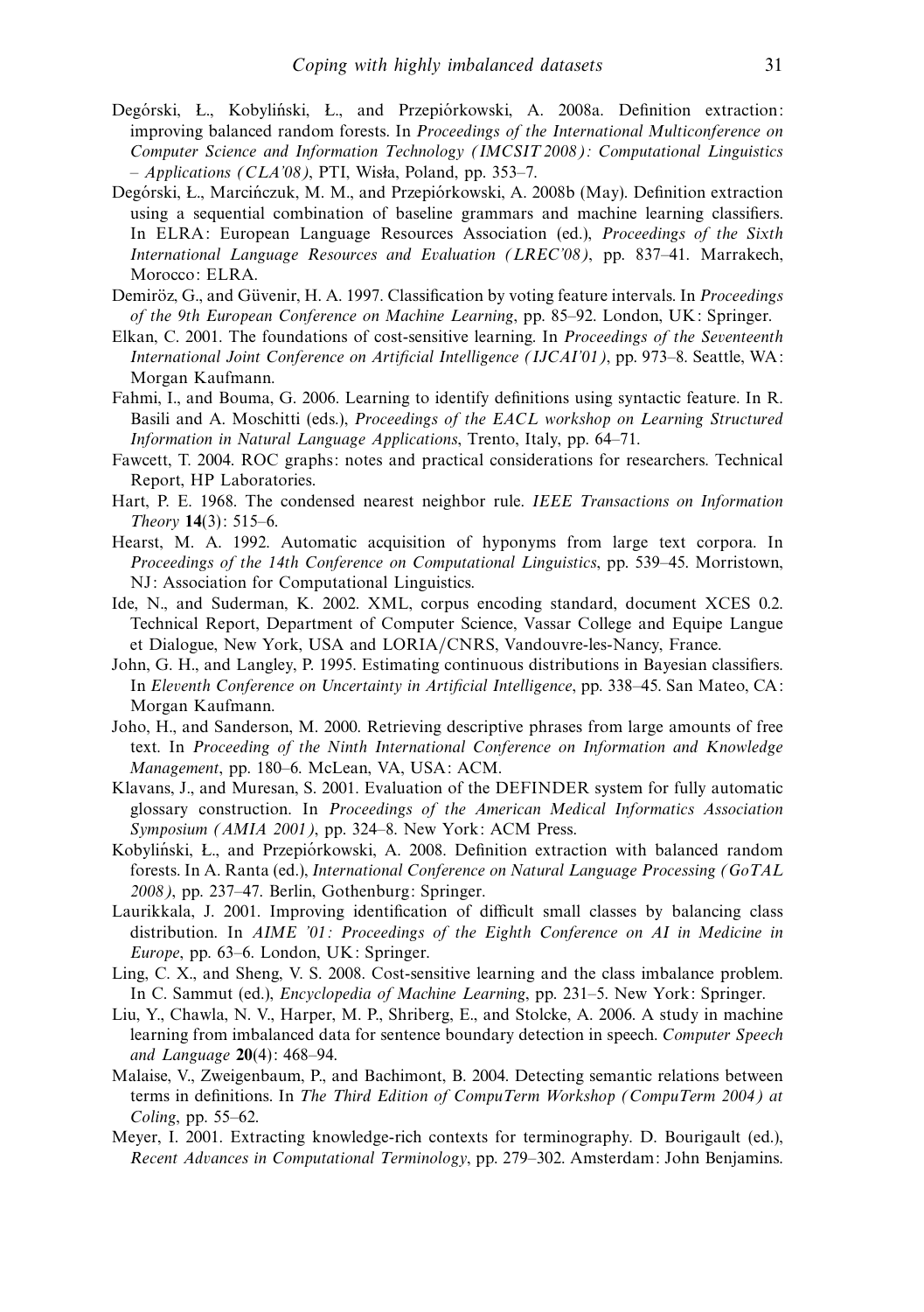Degórski, Ł., Kobyliński, Ł., and Przepiórkowski, A. 2008a. Definition extraction: improving balanced random forests. In *Proceedings of the International Multiconference on Computer Science and Information Technology (IMCSIT 2008): Computational Linguistics – Applications (CLA'08)*, PTI, Wisła, Poland, pp. 353–7.

Degórski, Ł., Marcińczuk, M. M., and Przepiórkowski, A. 2008b (May). Definition extraction using a sequential combination of baseline grammars and machine learning classifiers. In ELRA: European Language Resources Association (ed.), *Proceedings of the Sixth International Language Resources and Evaluation (LREC'08)*, pp. 837–41. Marrakech, Morocco: ELRA.

Demiröz, G., and Güvenir, H. A. 1997. Classification by voting feature intervals. In *Proceedings of the 9th European Conference on Machine Learning*, pp. 85–92. London, UK: Springer.

Elkan, C. 2001. The foundations of cost-sensitive learning. In *Proceedings of the Seventeenth International Joint Conference on Artificial Intelligence (IJCAI'01)*, pp. 973–8. Seattle, WA: Morgan Kaufmann.

Fahmi, I., and Bouma, G. 2006. Learning to identify definitions using syntactic feature. In R. Basili and A. Moschitti (eds.), *Proceedings of the EACL workshop on Learning Structured Information in Natural Language Applications*, Trento, Italy, pp. 64–71.

Fawcett, T. 2004. ROC graphs: notes and practical considerations for researchers. Technical Report, HP Laboratories.

Hart, P. E. 1968. The condensed nearest neighbor rule. *IEEE Transactions on Information Theory* **14**(3): 515–6.

Hearst, M. A. 1992. Automatic acquisition of hyponyms from large text corpora. In *Proceedings of the 14th Conference on Computational Linguistics*, pp. 539–45. Morristown, NJ: Association for Computational Linguistics.

Ide, N., and Suderman, K. 2002. XML, corpus encoding standard, document XCES 0.2. Technical Report, Department of Computer Science, Vassar College and Equipe Langue et Dialogue, New York, USA and LORIA/CNRS, Vandouvre-les-Nancy, France.

John, G. H., and Langley, P. 1995. Estimating continuous distributions in Bayesian classifiers. In *Eleventh Conference on Uncertainty in Artificial Intelligence*, pp. 338–45. San Mateo, CA: Morgan Kaufmann.

Joho, H., and Sanderson, M. 2000. Retrieving descriptive phrases from large amounts of free text. In *Proceeding of the Ninth International Conference on Information and Knowledge Management*, pp. 180–6. McLean, VA, USA: ACM.

Klavans, J., and Muresan, S. 2001. Evaluation of the DEFINDER system for fully automatic glossary construction. In *Proceedings of the American Medical Informatics Association Symposium (AMIA 2001)*, pp. 324–8. New York: ACM Press.

Kobyliński, Ł., and Przepiórkowski, A. 2008. Definition extraction with balanced random forests. In A. Ranta (ed.), *International Conference on Natural Language Processing (GoTAL 2008)*, pp. 237–47. Berlin, Gothenburg: Springer.

Laurikkala, J. 2001. Improving identification of difficult small classes by balancing class distribution. In *AIME '01: Proceedings of the Eighth Conference on AI in Medicine in Europe*, pp. 63–6. London, UK: Springer.

Ling, C. X., and Sheng, V. S. 2008. Cost-sensitive learning and the class imbalance problem. In C. Sammut (ed.), *Encyclopedia of Machine Learning*, pp. 231–5. New York: Springer.

Liu, Y., Chawla, N. V., Harper, M. P., Shriberg, E., and Stolcke, A. 2006. A study in machine learning from imbalanced data for sentence boundary detection in speech. *Computer Speech and Language* **20**(4): 468–94.

Malaise, V., Zweigenbaum, P., and Bachimont, B. 2004. Detecting semantic relations between terms in definitions. In *The Third Edition of CompuTerm Workshop (CompuTerm 2004) at Coling*, pp. 55–62.

Meyer, I. 2001. Extracting knowledge-rich contexts for terminography. D. Bourigault (ed.), *Recent Advances in Computational Terminology*, pp. 279–302. Amsterdam: John Benjamins.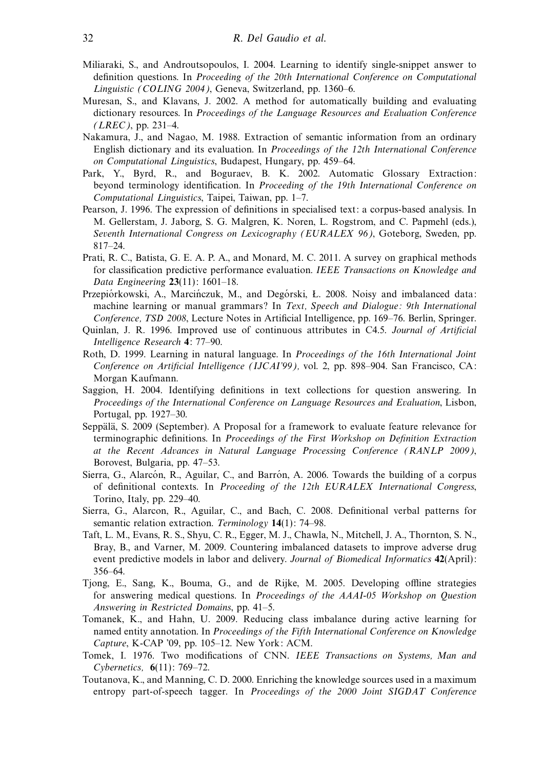Miliaraki, S., and Androutsopoulos, I. 2004. Learning to identify single-snippet answer to definition questions. In *Proceeding of the 20th International Conference on Computational Linguistic (COLING 2004)*, Geneva, Switzerland, pp. 1360–6.

Muresan, S., and Klavans, J. 2002. A method for automatically building and evaluating dictionary resources. In *Proceedings of the Language Resources and Evaluation Conference (LREC)*, pp. 231–4.

Nakamura, J., and Nagao, M. 1988. Extraction of semantic information from an ordinary English dictionary and its evaluation. In *Proceedings of the 12th International Conference on Computational Linguistics*, Budapest, Hungary, pp. 459–64.

Park, Y., Byrd, R., and Boguraev, B. K. 2002. Automatic Glossary Extraction: beyond terminology identification. In *Proceeding of the 19th International Conference on Computational Linguistics*, Taipei, Taiwan, pp. 1–7.

Pearson, J. 1996. The expression of definitions in specialised text: a corpus-based analysis. In M. Gellerstam, J. Jaborg, S. G. Malgren, K. Noren, L. Rogstrom, and C. Papmehl (eds.), *Seventh International Congress on Lexicography (EURALEX 96)*, Goteborg, Sweden, pp. 817–24.

Prati, R. C., Batista, G. E. A. P. A., and Monard, M. C. 2011. A survey on graphical methods for classification predictive performance evaluation. *IEEE Transactions on Knowledge and Data Engineering* **23**(11): 1601–18.

Przepiórkowski, A., Marcińczuk, M., and Degórski, Ł. 2008. Noisy and imbalanced data: machine learning or manual grammars? In *Text, Speech and Dialogue: 9th International Conference, TSD 2008*, Lecture Notes in Artificial Intelligence, pp. 169–76. Berlin, Springer.

Quinlan, J. R. 1996. Improved use of continuous attributes in C4.5. *Journal of Artificial Intelligence Research* **4**: 77–90.

Roth, D. 1999. Learning in natural language. In *Proceedings of the 16th International Joint Conference on Artificial Intelligence (IJCAI'99)*, vol. 2, pp. 898–904. San Francisco, CA: Morgan Kaufmann.

Saggion, H. 2004. Identifying definitions in text collections for question answering. In *Proceedings of the International Conference on Language Resources and Evaluation*, Lisbon, Portugal, pp. 1927–30.

Seppälä, S. 2009 (September). A Proposal for a framework to evaluate feature relevance for terminographic definitions. In *Proceedings of the First Workshop on Definition Extraction at the Recent Advances in Natural Language Processing Conference (RANLP 2009)*, Borovest, Bulgaria, pp. 47–53.

Sierra, G., Alarcón, R., Aguilar, C., and Barrón, A. 2006. Towards the building of a corpus of definitional contexts. In *Proceeding of the 12th EURALEX International Congress*, Torino, Italy, pp. 229–40.

Sierra, G., Alarcon, R., Aguilar, C., and Bach, C. 2008. Definitional verbal patterns for semantic relation extraction. *Terminology* **14**(1): 74–98.

Taft, L. M., Evans, R. S., Shyu, C. R., Egger, M. J., Chawla, N., Mitchell, J. A., Thornton, S. N., Bray, B., and Varner, M. 2009. Countering imbalanced datasets to improve adverse drug event predictive models in labor and delivery. *Journal of Biomedical Informatics* **42**(April): 356–64.

Tjong, E., Sang, K., Bouma, G., and de Rijke, M. 2005. Developing offline strategies for answering medical questions. In *Proceedings of the AAAI-05 Workshop on Question Answering in Restricted Domains*, pp. 41–5.

Tomanek, K., and Hahn, U. 2009. Reducing class imbalance during active learning for named entity annotation. In *Proceedings of the Fifth International Conference on Knowledge Capture*, K-CAP '09, pp. 105–12. New York: ACM.

Tomek, I. 1976. Two modifications of CNN. *IEEE Transactions on Systems, Man and Cybernetics,* **6**(11): 769–72.

Toutanova, K., and Manning, C. D. 2000. Enriching the knowledge sources used in a maximum entropy part-of-speech tagger. In *Proceedings of the 2000 Joint SIGDAT Conference*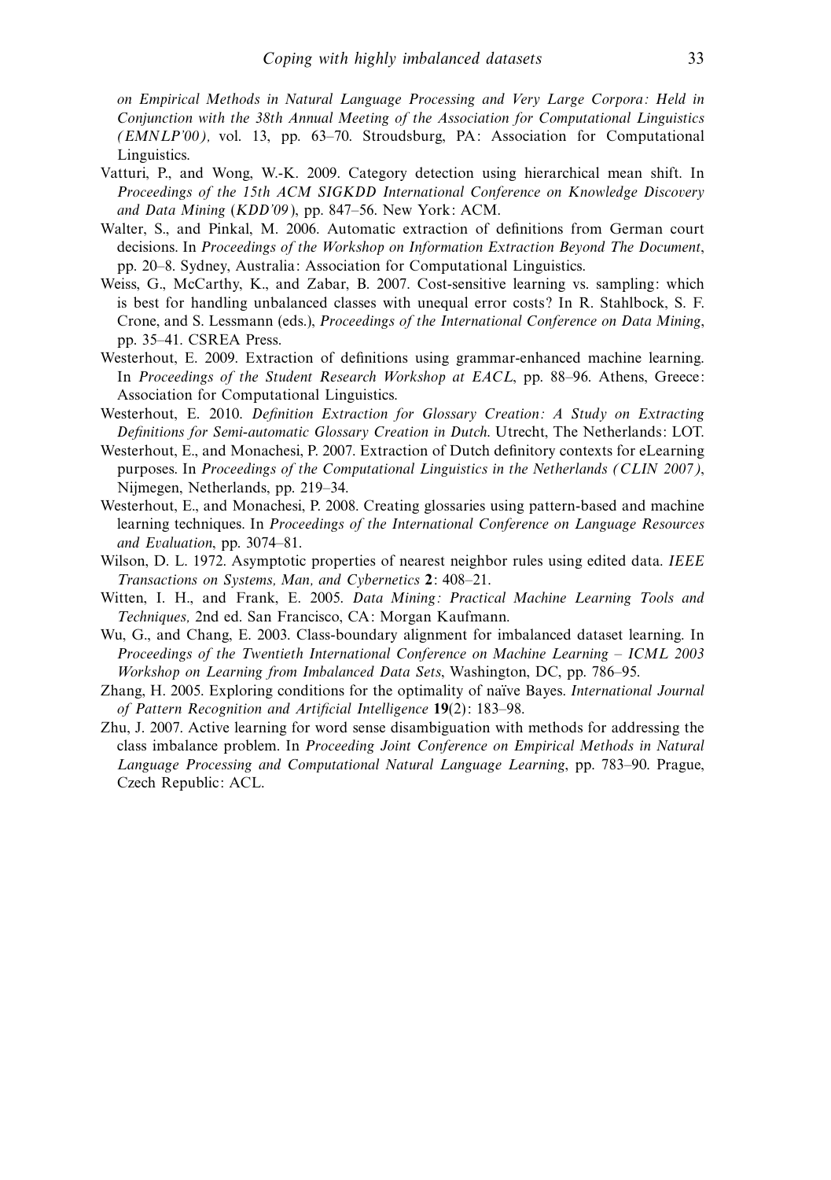*on Empirical Methods in Natural Language Processing and Very Large Corpora: Held in Conjunction with the 38th Annual Meeting of the Association for Computational Linguistics (EMNLP'00),* vol. 13, pp. 63–70. Stroudsburg, PA: Association for Computational Linguistics.

Vatturi, P., and Wong, W.-K. 2009. Category detection using hierarchical mean shift. In *Proceedings of the 15th ACM SIGKDD International Conference on Knowledge Discovery and Data Mining (KDD'09)*, pp. 847–56. New York: ACM.

Walter, S., and Pinkal, M. 2006. Automatic extraction of definitions from German court decisions. In *Proceedings of the Workshop on Information Extraction Beyond The Document*, pp. 20–8. Sydney, Australia: Association for Computational Linguistics.

Weiss, G., McCarthy, K., and Zabar, B. 2007. Cost-sensitive learning vs. sampling: which is best for handling unbalanced classes with unequal error costs? In R. Stahlbock, S. F. Crone, and S. Lessmann (eds.), *Proceedings of the International Conference on Data Mining*, pp. 35–41. CSREA Press.

Westerhout, E. 2009. Extraction of definitions using grammar-enhanced machine learning. In *Proceedings of the Student Research Workshop at EACL*, pp. 88–96. Athens, Greece: Association for Computational Linguistics.

Westerhout, E. 2010. *Definition Extraction for Glossary Creation: A Study on Extracting Definitions for Semi-automatic Glossary Creation in Dutch*. Utrecht, The Netherlands: LOT.

Westerhout, E., and Monachesi, P. 2007. Extraction of Dutch definitory contexts for eLearning purposes. In *Proceedings of the Computational Linguistics in the Netherlands (CLIN 2007)*, Nijmegen, Netherlands, pp. 219–34.

Westerhout, E., and Monachesi, P. 2008. Creating glossaries using pattern-based and machine learning techniques. In *Proceedings of the International Conference on Language Resources and Evaluation*, pp. 3074–81.

Wilson, D. L. 1972. Asymptotic properties of nearest neighbor rules using edited data. *IEEE Transactions on Systems, Man, and Cybernetics* **2**: 408–21.

Witten, I. H., and Frank, E. 2005. *Data Mining: Practical Machine Learning Tools and Techniques,* 2nd ed. San Francisco, CA: Morgan Kaufmann.

Wu, G., and Chang, E. 2003. Class-boundary alignment for imbalanced dataset learning. In *Proceedings of the Twentieth International Conference on Machine Learning – ICML 2003 Workshop on Learning from Imbalanced Data Sets*, Washington, DC, pp. 786–95.

Zhang, H. 2005. Exploring conditions for the optimality of naïve Bayes. *International Journal of Pattern Recognition and Artificial Intelligence* **19**(2): 183–98.

Zhu, J. 2007. Active learning for word sense disambiguation with methods for addressing the class imbalance problem. In *Proceeding Joint Conference on Empirical Methods in Natural Language Processing and Computational Natural Language Learning*, pp. 783–90. Prague, Czech Republic: ACL.